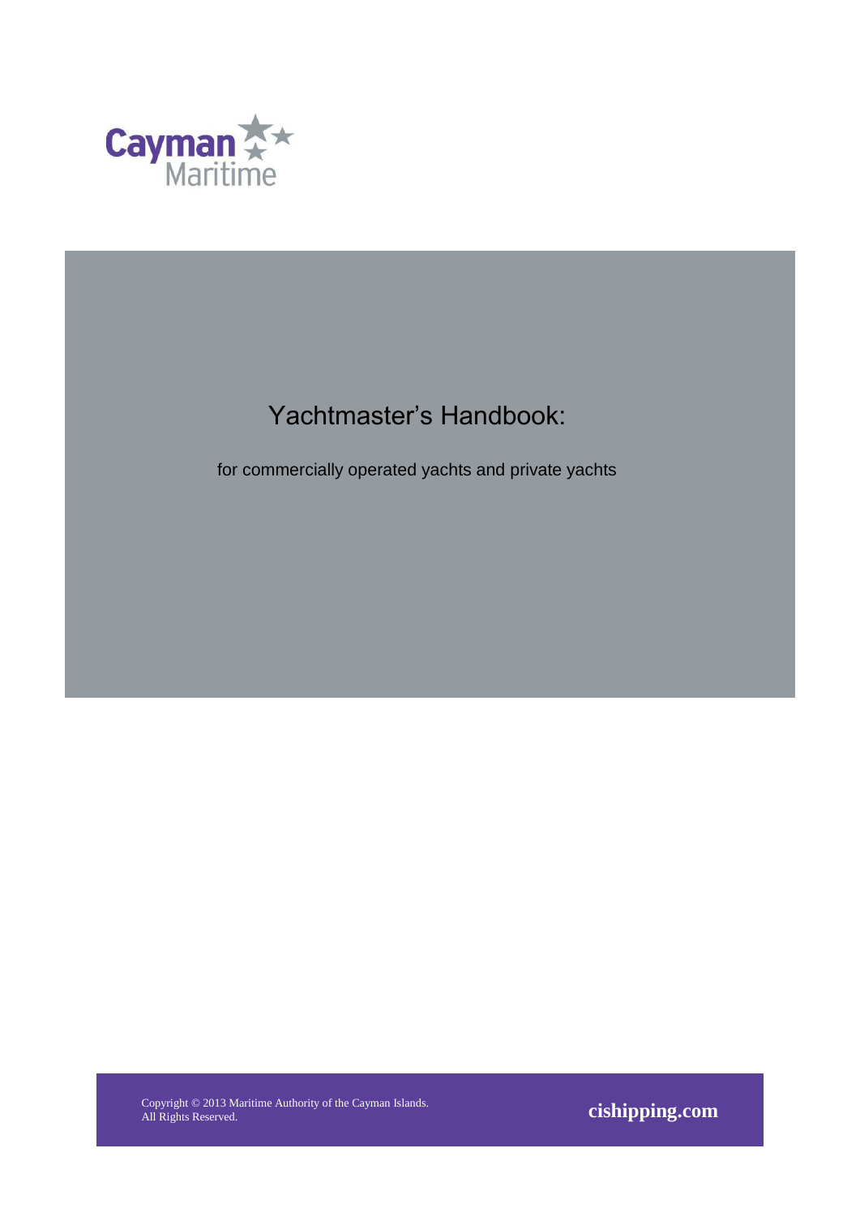Cayman Maritime

# Yachtmaster's Handbook:

for commercially operated yachts and private yachts

Copyright © 2013 Maritime Authority of the Cayman Islands.
All Rights Reserved.

**cishipping.com**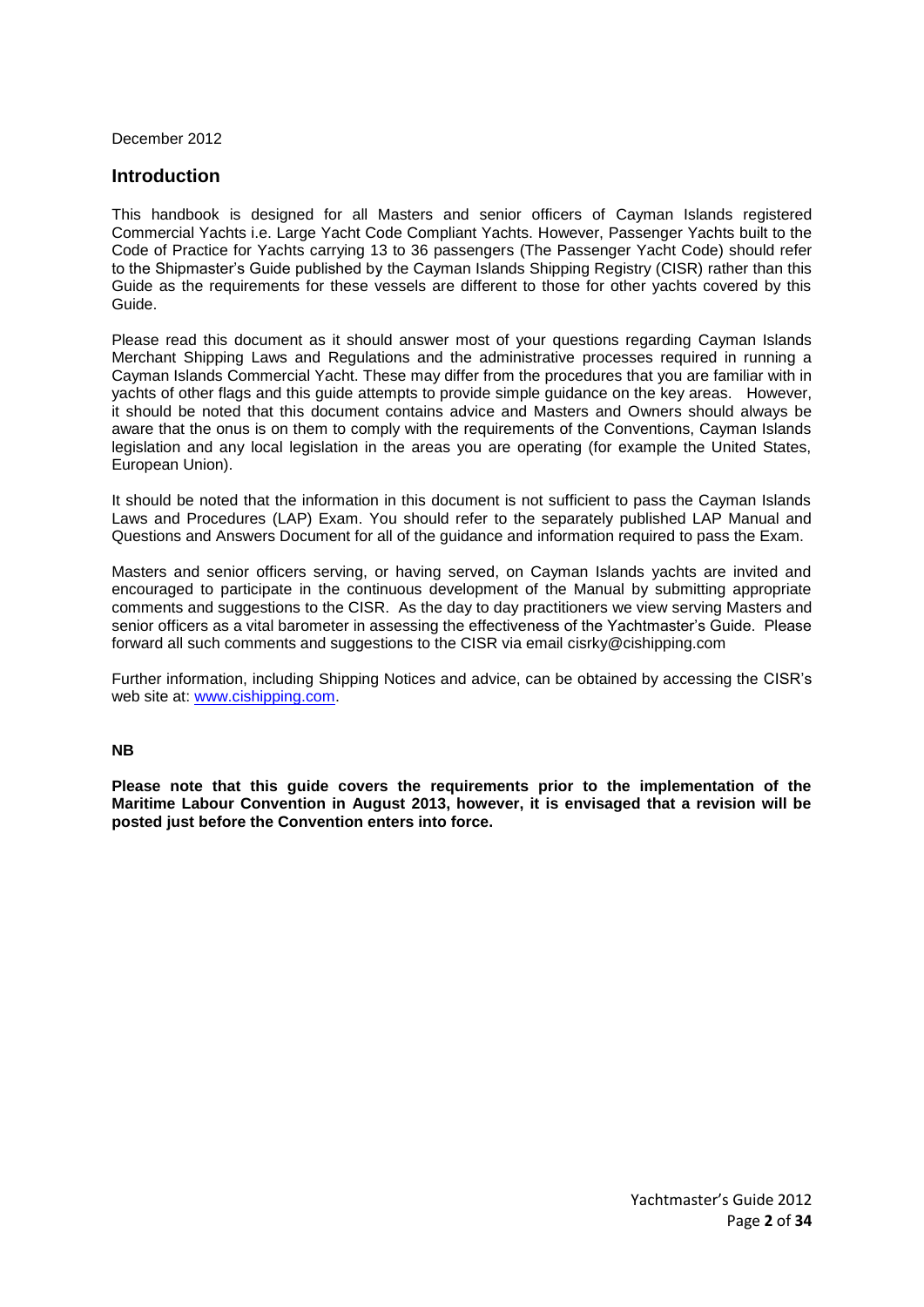December 2012

## Introduction

This handbook is designed for all Masters and senior officers of Cayman Islands registered Commercial Yachts i.e. Large Yacht Code Compliant Yachts. However, Passenger Yachts built to the Code of Practice for Yachts carrying 13 to 36 passengers (The Passenger Yacht Code) should refer to the Shipmaster's Guide published by the Cayman Islands Shipping Registry (CISR) rather than this Guide as the requirements for these vessels are different to those for other yachts covered by this Guide.

Please read this document as it should answer most of your questions regarding Cayman Islands Merchant Shipping Laws and Regulations and the administrative processes required in running a Cayman Islands Commercial Yacht. These may differ from the procedures that you are familiar with in yachts of other flags and this guide attempts to provide simple guidance on the key areas. However, it should be noted that this document contains advice and Masters and Owners should always be aware that the onus is on them to comply with the requirements of the Conventions, Cayman Islands legislation and any local legislation in the areas you are operating (for example the United States, European Union).

It should be noted that the information in this document is not sufficient to pass the Cayman Islands Laws and Procedures (LAP) Exam. You should refer to the separately published LAP Manual and Questions and Answers Document for all of the guidance and information required to pass the Exam.

Masters and senior officers serving, or having served, on Cayman Islands yachts are invited and encouraged to participate in the continuous development of the Manual by submitting appropriate comments and suggestions to the CISR. As the day to day practitioners we view serving Masters and senior officers as a vital barometer in assessing the effectiveness of the Yachtmaster's Guide. Please forward all such comments and suggestions to the CISR via email cisrky@cishipping.com

Further information, including Shipping Notices and advice, can be obtained by accessing the CISR's web site at: www.cishipping.com.

**NB**

**Please note that this guide covers the requirements prior to the implementation of the Maritime Labour Convention in August 2013, however, it is envisaged that a revision will be posted just before the Convention enters into force.**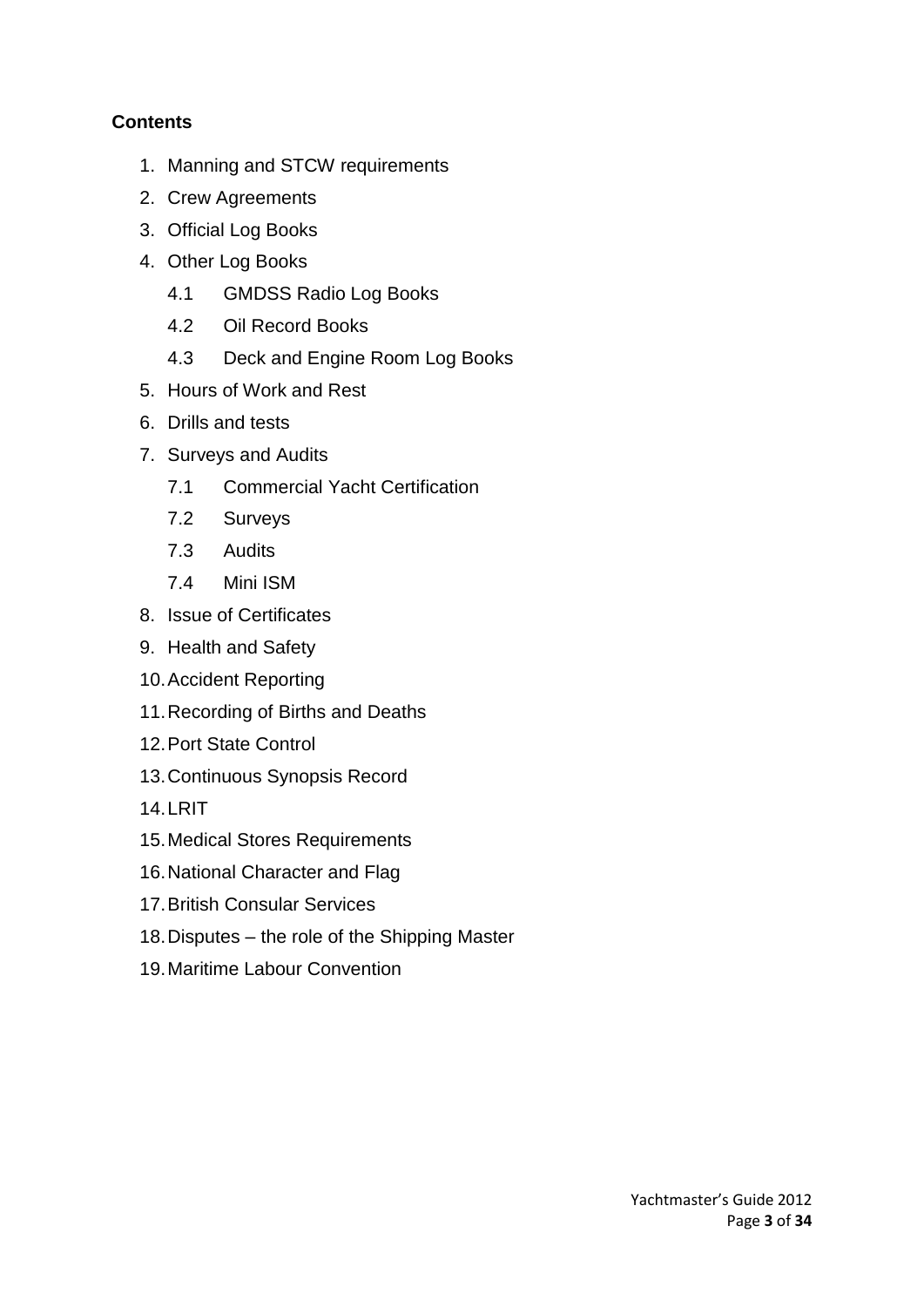**Contents**

1. Manning and STCW requirements
2. Crew Agreements
3. Official Log Books
4. Other Log Books
   - 4.1 GMDSS Radio Log Books
   - 4.2 Oil Record Books
   - 4.3 Deck and Engine Room Log Books
5. Hours of Work and Rest
6. Drills and tests
7. Surveys and Audits
   - 7.1 Commercial Yacht Certification
   - 7.2 Surveys
   - 7.3 Audits
   - 7.4 Mini ISM
8. Issue of Certificates
9. Health and Safety
10. Accident Reporting
11. Recording of Births and Deaths
12. Port State Control
13. Continuous Synopsis Record
14. LRIT
15. Medical Stores Requirements
16. National Character and Flag
17. British Consular Services
18. Disputes – the role of the Shipping Master
19. Maritime Labour Convention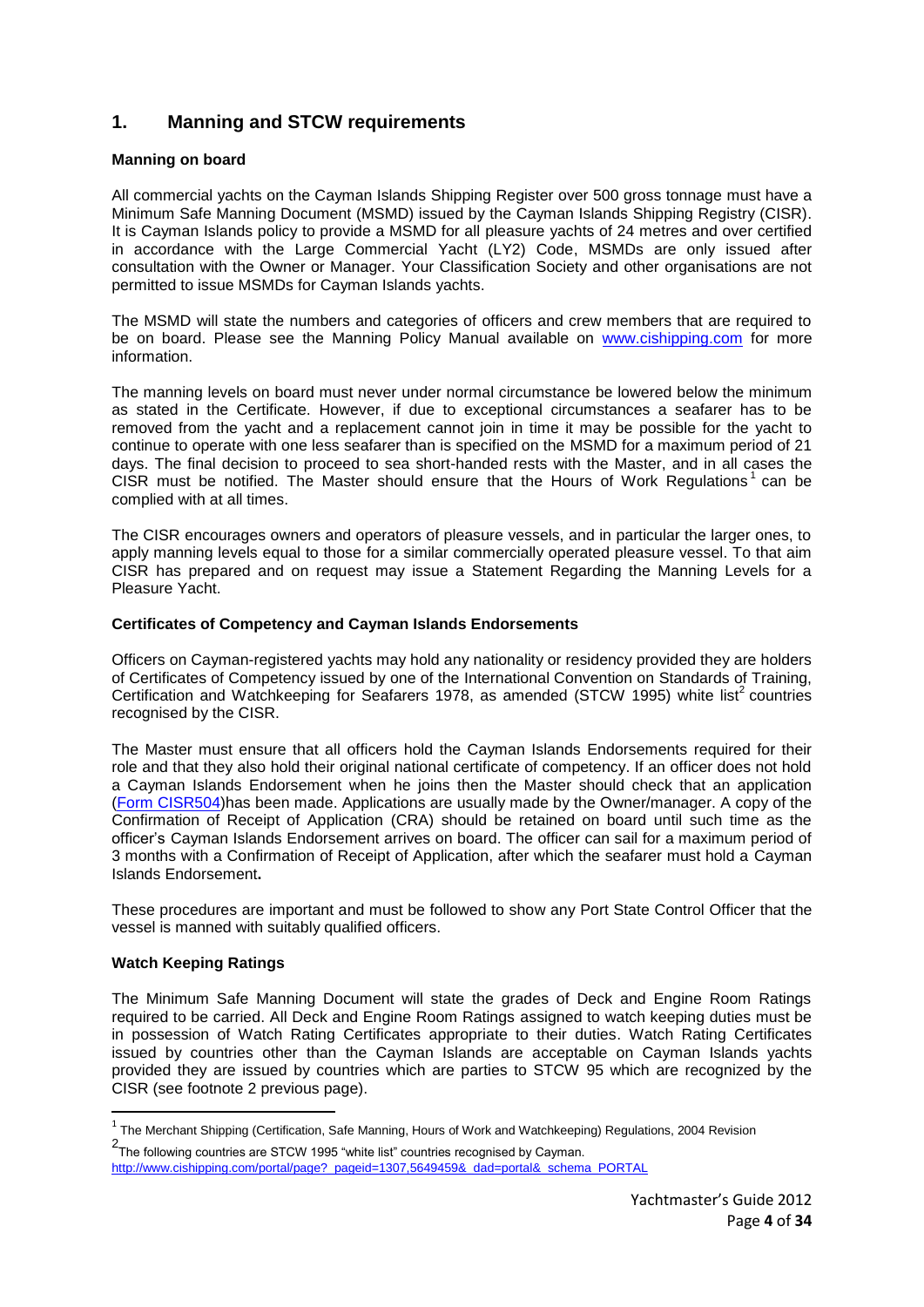## 1. Manning and STCW requirements

**Manning on board**

All commercial yachts on the Cayman Islands Shipping Register over 500 gross tonnage must have a Minimum Safe Manning Document (MSMD) issued by the Cayman Islands Shipping Registry (CISR). It is Cayman Islands policy to provide a MSMD for all pleasure yachts of 24 metres and over certified in accordance with the Large Commercial Yacht (LY2) Code, MSMDs are only issued after consultation with the Owner or Manager. Your Classification Society and other organisations are not permitted to issue MSMDs for Cayman Islands yachts.

The MSMD will state the numbers and categories of officers and crew members that are required to be on board. Please see the Manning Policy Manual available on [www.cishipping.com](http://www.cishipping.com) for more information.

The manning levels on board must never under normal circumstance be lowered below the minimum as stated in the Certificate. However, if due to exceptional circumstances a seafarer has to be removed from the yacht and a replacement cannot join in time it may be possible for the yacht to continue to operate with one less seafarer than is specified on the MSMD for a maximum period of 21 days. The final decision to proceed to sea short-handed rests with the Master, and in all cases the CISR must be notified. The Master should ensure that the Hours of Work Regulations[1] can be complied with at all times.

The CISR encourages owners and operators of pleasure vessels, and in particular the larger ones, to apply manning levels equal to those for a similar commercially operated pleasure vessel. To that aim CISR has prepared and on request may issue a Statement Regarding the Manning Levels for a Pleasure Yacht.

**Certificates of Competency and Cayman Islands Endorsements**

Officers on Cayman-registered yachts may hold any nationality or residency provided they are holders of Certificates of Competency issued by one of the International Convention on Standards of Training, Certification and Watchkeeping for Seafarers 1978, as amended (STCW 1995) white list[2] countries recognised by the CISR.

The Master must ensure that all officers hold the Cayman Islands Endorsements required for their role and that they also hold their original national certificate of competency. If an officer does not hold a Cayman Islands Endorsement when he joins then the Master should check that an application (Form CISR504)has been made. Applications are usually made by the Owner/manager. A copy of the Confirmation of Receipt of Application (CRA) should be retained on board until such time as the officer's Cayman Islands Endorsement arrives on board. The officer can sail for a maximum period of 3 months with a Confirmation of Receipt of Application, after which the seafarer must hold a Cayman Islands Endorsement**.**

These procedures are important and must be followed to show any Port State Control Officer that the vessel is manned with suitably qualified officers.

**Watch Keeping Ratings**

The Minimum Safe Manning Document will state the grades of Deck and Engine Room Ratings required to be carried. All Deck and Engine Room Ratings assigned to watch keeping duties must be in possession of Watch Rating Certificates appropriate to their duties. Watch Rating Certificates issued by countries other than the Cayman Islands are acceptable on Cayman Islands yachts provided they are issued by countries which are parties to STCW 95 which are recognized by the CISR (see footnote 2 previous page).

---

[1] The Merchant Shipping (Certification, Safe Manning, Hours of Work and Watchkeeping) Regulations, 2004 Revision

[2] The following countries are STCW 1995 "white list" countries recognised by Cayman. http://www.cishipping.com/portal/page?_pageid=1307,5649459&_dad=portal&_schema_PORTAL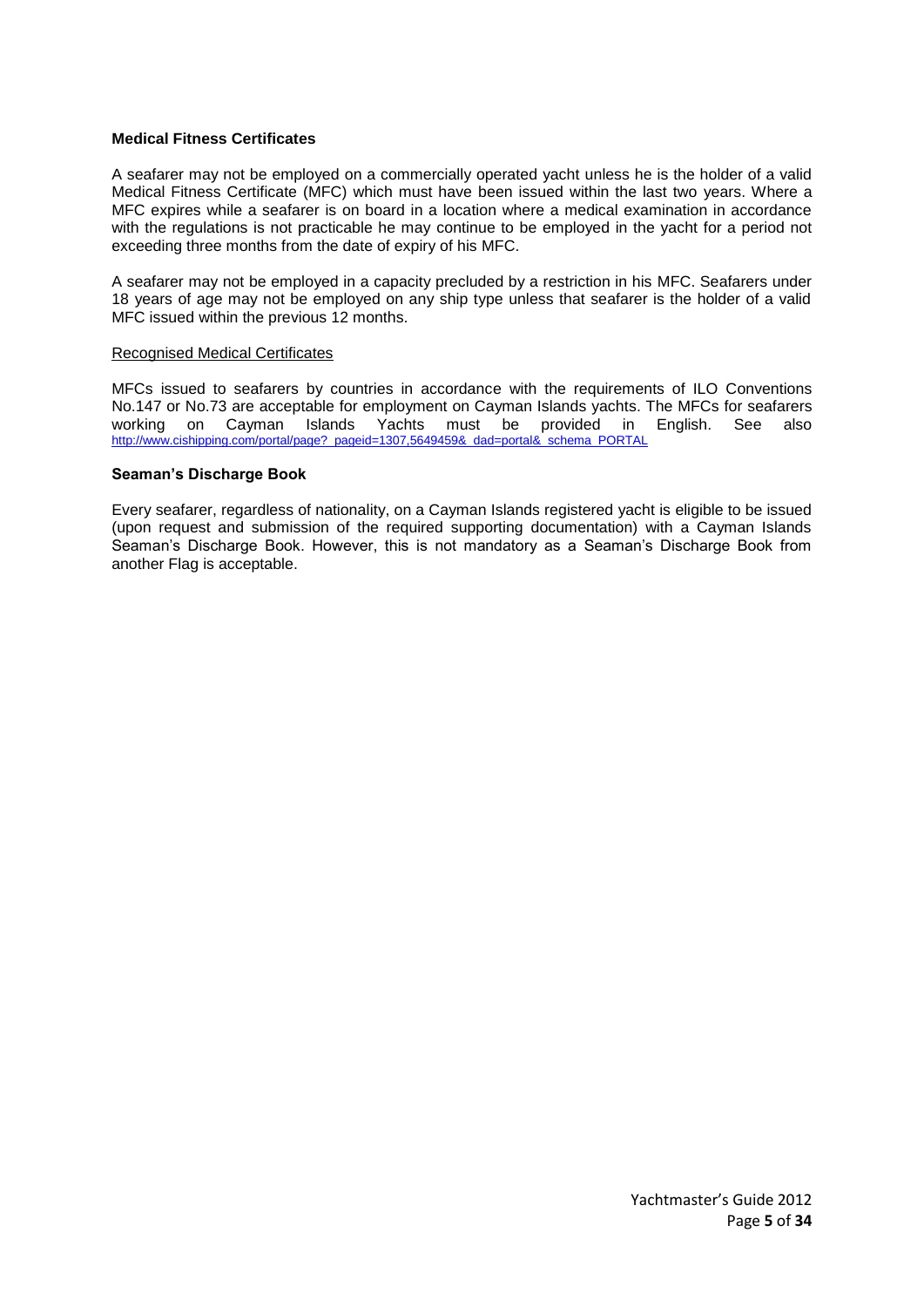## Medical Fitness Certificates

A seafarer may not be employed on a commercially operated yacht unless he is the holder of a valid Medical Fitness Certificate (MFC) which must have been issued within the last two years. Where a MFC expires while a seafarer is on board in a location where a medical examination in accordance with the regulations is not practicable he may continue to be employed in the yacht for a period not exceeding three months from the date of expiry of his MFC.

A seafarer may not be employed in a capacity precluded by a restriction in his MFC. Seafarers under 18 years of age may not be employed on any ship type unless that seafarer is the holder of a valid MFC issued within the previous 12 months.

### Recognised Medical Certificates

MFCs issued to seafarers by countries in accordance with the requirements of ILO Conventions No.147 or No.73 are acceptable for employment on Cayman Islands yachts. The MFCs for seafarers working on Cayman Islands Yachts must be provided in English. See also http://www.cishipping.com/portal/page?_pageid=1307,5649459&_dad=portal&_schema_PORTAL

## Seaman's Discharge Book

Every seafarer, regardless of nationality, on a Cayman Islands registered yacht is eligible to be issued (upon request and submission of the required supporting documentation) with a Cayman Islands Seaman's Discharge Book. However, this is not mandatory as a Seaman's Discharge Book from another Flag is acceptable.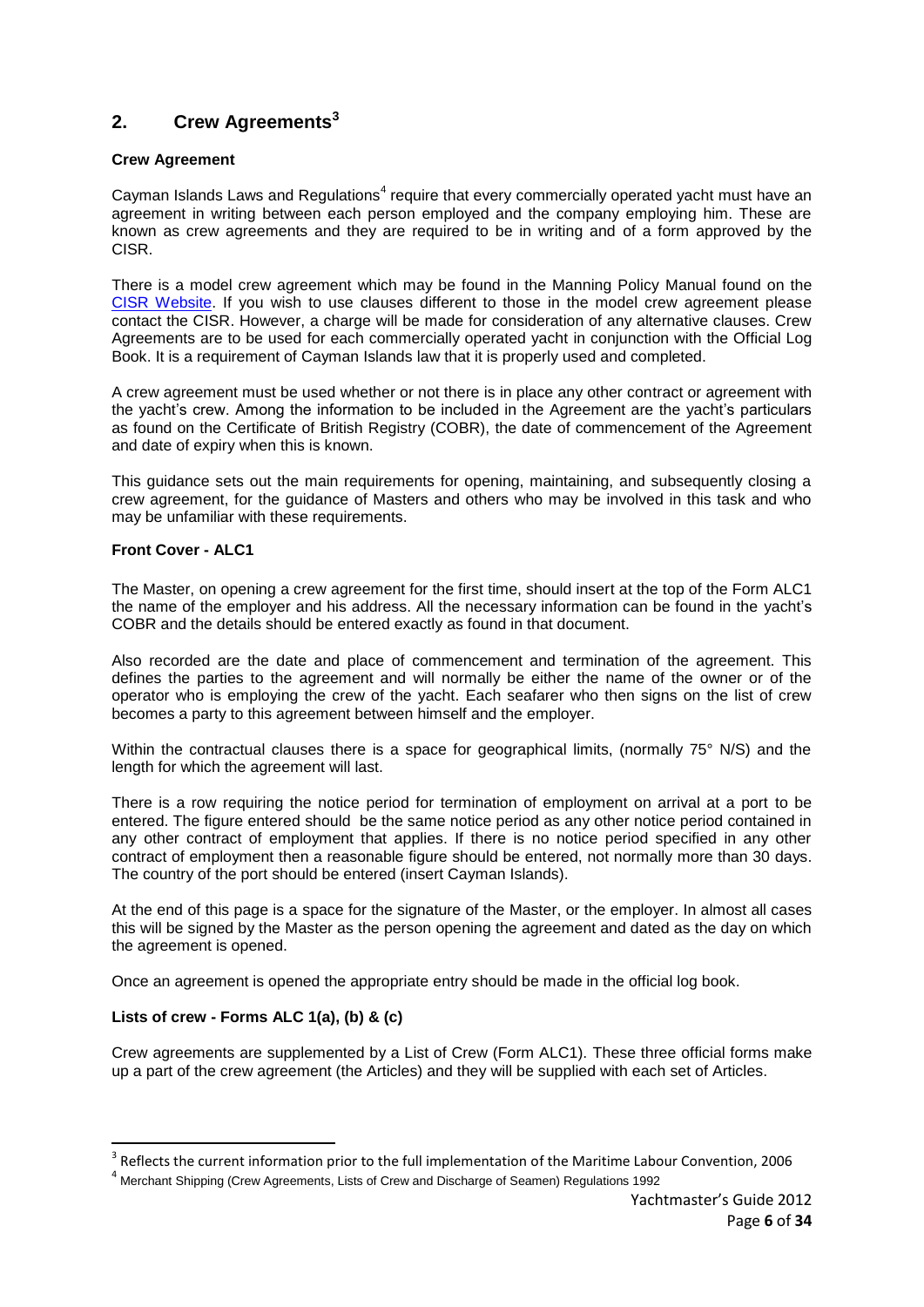## 2. Crew Agreements[3]

**Crew Agreement**

Cayman Islands Laws and Regulations[4] require that every commercially operated yacht must have an agreement in writing between each person employed and the company employing him. These are known as crew agreements and they are required to be in writing and of a form approved by the CISR.

There is a model crew agreement which may be found in the Manning Policy Manual found on the CISR Website. If you wish to use clauses different to those in the model crew agreement please contact the CISR. However, a charge will be made for consideration of any alternative clauses. Crew Agreements are to be used for each commercially operated yacht in conjunction with the Official Log Book. It is a requirement of Cayman Islands law that it is properly used and completed.

A crew agreement must be used whether or not there is in place any other contract or agreement with the yacht's crew. Among the information to be included in the Agreement are the yacht's particulars as found on the Certificate of British Registry (COBR), the date of commencement of the Agreement and date of expiry when this is known.

This guidance sets out the main requirements for opening, maintaining, and subsequently closing a crew agreement, for the guidance of Masters and others who may be involved in this task and who may be unfamiliar with these requirements.

**Front Cover - ALC1**

The Master, on opening a crew agreement for the first time, should insert at the top of the Form ALC1 the name of the employer and his address. All the necessary information can be found in the yacht's COBR and the details should be entered exactly as found in that document.

Also recorded are the date and place of commencement and termination of the agreement. This defines the parties to the agreement and will normally be either the name of the owner or of the operator who is employing the crew of the yacht. Each seafarer who then signs on the list of crew becomes a party to this agreement between himself and the employer.

Within the contractual clauses there is a space for geographical limits, (normally 75° N/S) and the length for which the agreement will last.

There is a row requiring the notice period for termination of employment on arrival at a port to be entered. The figure entered should be the same notice period as any other notice period contained in any other contract of employment that applies. If there is no notice period specified in any other contract of employment then a reasonable figure should be entered, not normally more than 30 days. The country of the port should be entered (insert Cayman Islands).

At the end of this page is a space for the signature of the Master, or the employer. In almost all cases this will be signed by the Master as the person opening the agreement and dated as the day on which the agreement is opened.

Once an agreement is opened the appropriate entry should be made in the official log book.

**Lists of crew - Forms ALC 1(a), (b) & (c)**

Crew agreements are supplemented by a List of Crew (Form ALC1). These three official forms make up a part of the crew agreement (the Articles) and they will be supplied with each set of Articles.

---

[3] Reflects the current information prior to the full implementation of the Maritime Labour Convention, 2006

[4] Merchant Shipping (Crew Agreements, Lists of Crew and Discharge of Seamen) Regulations 1992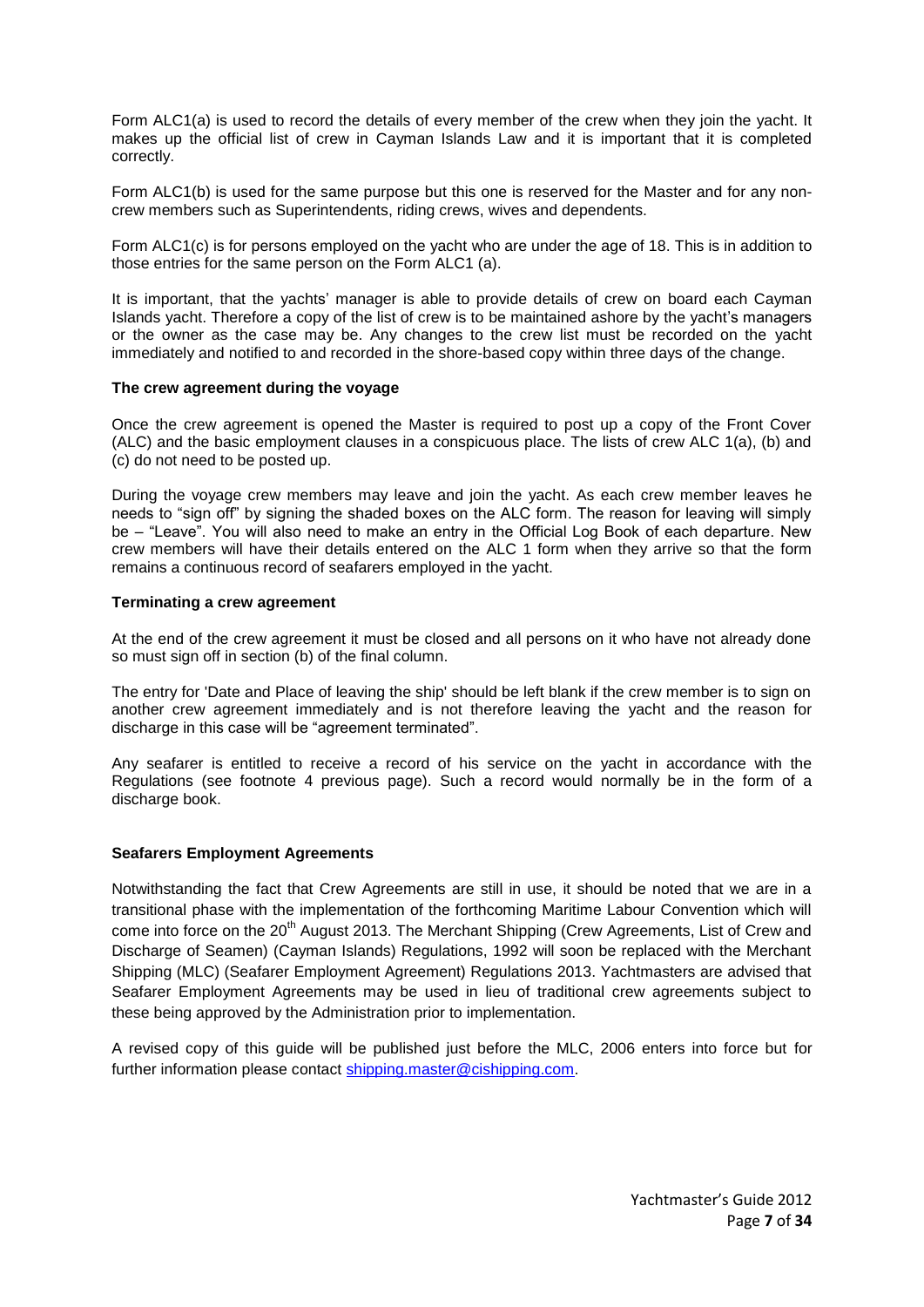Form ALC1(a) is used to record the details of every member of the crew when they join the yacht. It makes up the official list of crew in Cayman Islands Law and it is important that it is completed correctly.

Form ALC1(b) is used for the same purpose but this one is reserved for the Master and for any non-crew members such as Superintendents, riding crews, wives and dependents.

Form ALC1(c) is for persons employed on the yacht who are under the age of 18. This is in addition to those entries for the same person on the Form ALC1 (a).

It is important, that the yachts' manager is able to provide details of crew on board each Cayman Islands yacht. Therefore a copy of the list of crew is to be maintained ashore by the yacht's managers or the owner as the case may be. Any changes to the crew list must be recorded on the yacht immediately and notified to and recorded in the shore-based copy within three days of the change.

**The crew agreement during the voyage**

Once the crew agreement is opened the Master is required to post up a copy of the Front Cover (ALC) and the basic employment clauses in a conspicuous place. The lists of crew ALC 1(a), (b) and (c) do not need to be posted up.

During the voyage crew members may leave and join the yacht. As each crew member leaves he needs to "sign off" by signing the shaded boxes on the ALC form. The reason for leaving will simply be – "Leave". You will also need to make an entry in the Official Log Book of each departure. New crew members will have their details entered on the ALC 1 form when they arrive so that the form remains a continuous record of seafarers employed in the yacht.

**Terminating a crew agreement**

At the end of the crew agreement it must be closed and all persons on it who have not already done so must sign off in section (b) of the final column.

The entry for 'Date and Place of leaving the ship' should be left blank if the crew member is to sign on another crew agreement immediately and is not therefore leaving the yacht and the reason for discharge in this case will be "agreement terminated".

Any seafarer is entitled to receive a record of his service on the yacht in accordance with the Regulations (see footnote 4 previous page). Such a record would normally be in the form of a discharge book.

**Seafarers Employment Agreements**

Notwithstanding the fact that Crew Agreements are still in use, it should be noted that we are in a transitional phase with the implementation of the forthcoming Maritime Labour Convention which will come into force on the 20th August 2013. The Merchant Shipping (Crew Agreements, List of Crew and Discharge of Seamen) (Cayman Islands) Regulations, 1992 will soon be replaced with the Merchant Shipping (MLC) (Seafarer Employment Agreement) Regulations 2013. Yachtmasters are advised that Seafarer Employment Agreements may be used in lieu of traditional crew agreements subject to these being approved by the Administration prior to implementation.

A revised copy of this guide will be published just before the MLC, 2006 enters into force but for further information please contact shipping.master@cishipping.com.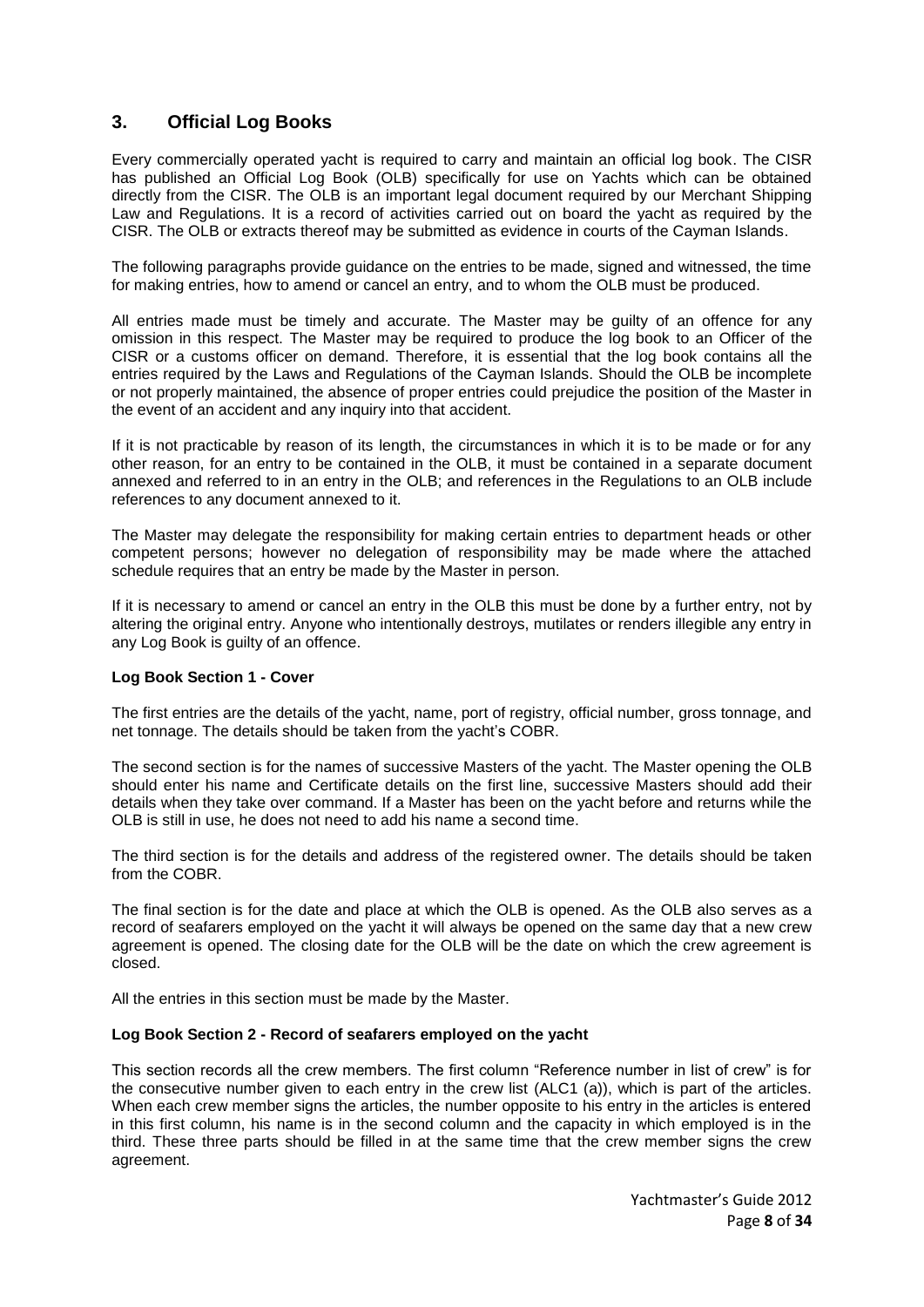## 3. Official Log Books

Every commercially operated yacht is required to carry and maintain an official log book. The CISR has published an Official Log Book (OLB) specifically for use on Yachts which can be obtained directly from the CISR. The OLB is an important legal document required by our Merchant Shipping Law and Regulations. It is a record of activities carried out on board the yacht as required by the CISR. The OLB or extracts thereof may be submitted as evidence in courts of the Cayman Islands.

The following paragraphs provide guidance on the entries to be made, signed and witnessed, the time for making entries, how to amend or cancel an entry, and to whom the OLB must be produced.

All entries made must be timely and accurate. The Master may be guilty of an offence for any omission in this respect. The Master may be required to produce the log book to an Officer of the CISR or a customs officer on demand. Therefore, it is essential that the log book contains all the entries required by the Laws and Regulations of the Cayman Islands. Should the OLB be incomplete or not properly maintained, the absence of proper entries could prejudice the position of the Master in the event of an accident and any inquiry into that accident.

If it is not practicable by reason of its length, the circumstances in which it is to be made or for any other reason, for an entry to be contained in the OLB, it must be contained in a separate document annexed and referred to in an entry in the OLB; and references in the Regulations to an OLB include references to any document annexed to it.

The Master may delegate the responsibility for making certain entries to department heads or other competent persons; however no delegation of responsibility may be made where the attached schedule requires that an entry be made by the Master in person.

If it is necessary to amend or cancel an entry in the OLB this must be done by a further entry, not by altering the original entry. Anyone who intentionally destroys, mutilates or renders illegible any entry in any Log Book is guilty of an offence.

**Log Book Section 1 - Cover**

The first entries are the details of the yacht, name, port of registry, official number, gross tonnage, and net tonnage. The details should be taken from the yacht's COBR.

The second section is for the names of successive Masters of the yacht. The Master opening the OLB should enter his name and Certificate details on the first line, successive Masters should add their details when they take over command. If a Master has been on the yacht before and returns while the OLB is still in use, he does not need to add his name a second time.

The third section is for the details and address of the registered owner. The details should be taken from the COBR.

The final section is for the date and place at which the OLB is opened. As the OLB also serves as a record of seafarers employed on the yacht it will always be opened on the same day that a new crew agreement is opened. The closing date for the OLB will be the date on which the crew agreement is closed.

All the entries in this section must be made by the Master.

**Log Book Section 2 - Record of seafarers employed on the yacht**

This section records all the crew members. The first column "Reference number in list of crew" is for the consecutive number given to each entry in the crew list (ALC1 (a)), which is part of the articles. When each crew member signs the articles, the number opposite to his entry in the articles is entered in this first column, his name is in the second column and the capacity in which employed is in the third. These three parts should be filled in at the same time that the crew member signs the crew agreement.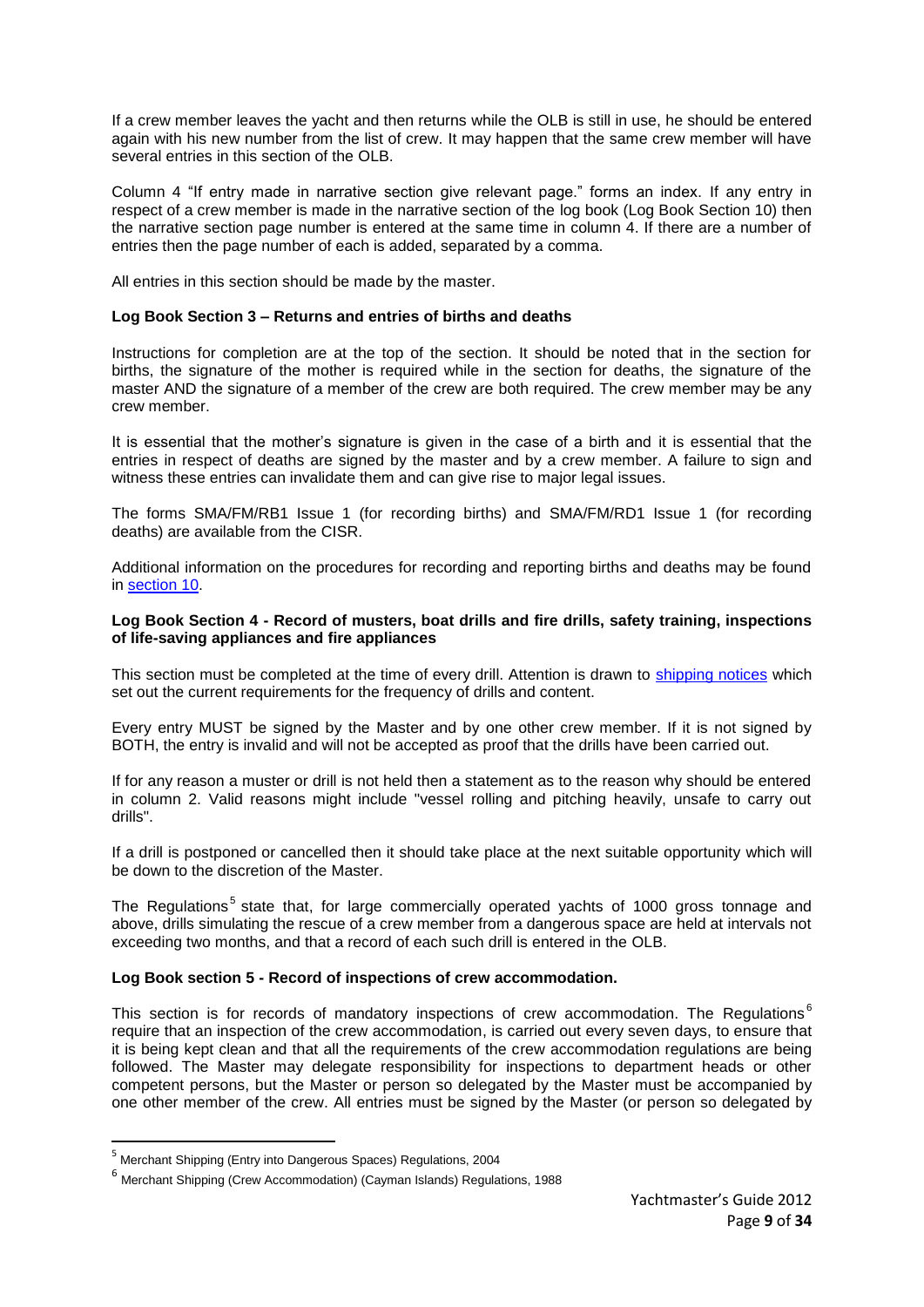If a crew member leaves the yacht and then returns while the OLB is still in use, he should be entered again with his new number from the list of crew. It may happen that the same crew member will have several entries in this section of the OLB.

Column 4 "If entry made in narrative section give relevant page." forms an index. If any entry in respect of a crew member is made in the narrative section of the log book (Log Book Section 10) then the narrative section page number is entered at the same time in column 4. If there are a number of entries then the page number of each is added, separated by a comma.

All entries in this section should be made by the master.

**Log Book Section 3 – Returns and entries of births and deaths**

Instructions for completion are at the top of the section. It should be noted that in the section for births, the signature of the mother is required while in the section for deaths, the signature of the master AND the signature of a member of the crew are both required. The crew member may be any crew member.

It is essential that the mother's signature is given in the case of a birth and it is essential that the entries in respect of deaths are signed by the master and by a crew member. A failure to sign and witness these entries can invalidate them and can give rise to major legal issues.

The forms SMA/FM/RB1 Issue 1 (for recording births) and SMA/FM/RD1 Issue 1 (for recording deaths) are available from the CISR.

Additional information on the procedures for recording and reporting births and deaths may be found in section 10.

**Log Book Section 4 - Record of musters, boat drills and fire drills, safety training, inspections of life-saving appliances and fire appliances**

This section must be completed at the time of every drill. Attention is drawn to shipping notices which set out the current requirements for the frequency of drills and content.

Every entry MUST be signed by the Master and by one other crew member. If it is not signed by BOTH, the entry is invalid and will not be accepted as proof that the drills have been carried out.

If for any reason a muster or drill is not held then a statement as to the reason why should be entered in column 2. Valid reasons might include "vessel rolling and pitching heavily, unsafe to carry out drills".

If a drill is postponed or cancelled then it should take place at the next suitable opportunity which will be down to the discretion of the Master.

The Regulations[5] state that, for large commercially operated yachts of 1000 gross tonnage and above, drills simulating the rescue of a crew member from a dangerous space are held at intervals not exceeding two months, and that a record of each such drill is entered in the OLB.

**Log Book section 5 - Record of inspections of crew accommodation.**

This section is for records of mandatory inspections of crew accommodation. The Regulations[6] require that an inspection of the crew accommodation, is carried out every seven days, to ensure that it is being kept clean and that all the requirements of the crew accommodation regulations are being followed. The Master may delegate responsibility for inspections to department heads or other competent persons, but the Master or person so delegated by the Master must be accompanied by one other member of the crew. All entries must be signed by the Master (or person so delegated by

---

[5] Merchant Shipping (Entry into Dangerous Spaces) Regulations, 2004

[6] Merchant Shipping (Crew Accommodation) (Cayman Islands) Regulations, 1988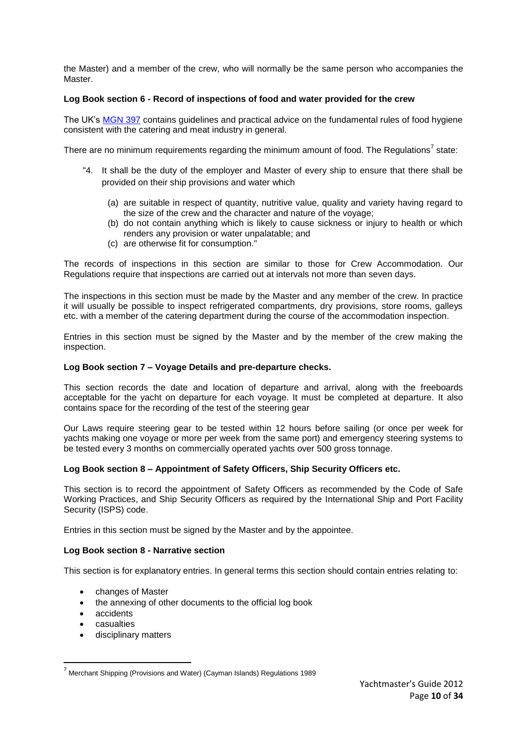the Master) and a member of the crew, who will normally be the same person who accompanies the Master.

**Log Book section 6 - Record of inspections of food and water provided for the crew**

The UK's MGN 397 contains guidelines and practical advice on the fundamental rules of food hygiene consistent with the catering and meat industry in general.

There are no minimum requirements regarding the minimum amount of food. The Regulations[7] state:

"4. It shall be the duty of the employer and Master of every ship to ensure that there shall be provided on their ship provisions and water which

   (a) are suitable in respect of quantity, nutritive value, quality and variety having regard to the size of the crew and the character and nature of the voyage;
   (b) do not contain anything which is likely to cause sickness or injury to health or which renders any provision or water unpalatable; and
   (c) are otherwise fit for consumption."

The records of inspections in this section are similar to those for Crew Accommodation. Our Regulations require that inspections are carried out at intervals not more than seven days.

The inspections in this section must be made by the Master and any member of the crew. In practice it will usually be possible to inspect refrigerated compartments, dry provisions, store rooms, galleys etc. with a member of the catering department during the course of the accommodation inspection.

Entries in this section must be signed by the Master and by the member of the crew making the inspection.

**Log Book section 7 – Voyage Details and pre-departure checks.**

This section records the date and location of departure and arrival, along with the freeboards acceptable for the yacht on departure for each voyage. It must be completed at departure. It also contains space for the recording of the test of the steering gear

Our Laws require steering gear to be tested within 12 hours before sailing (or once per week for yachts making one voyage or more per week from the same port) and emergency steering systems to be tested every 3 months on commercially operated yachts over 500 gross tonnage.

**Log Book section 8 – Appointment of Safety Officers, Ship Security Officers etc.**

This section is to record the appointment of Safety Officers as recommended by the Code of Safe Working Practices, and Ship Security Officers as required by the International Ship and Port Facility Security (ISPS) code.

Entries in this section must be signed by the Master and by the appointee.

**Log Book section 8 - Narrative section**

This section is for explanatory entries. In general terms this section should contain entries relating to:

- changes of Master
- the annexing of other documents to the official log book
- accidents
- casualties
- disciplinary matters

[7] Merchant Shipping (Provisions and Water) (Cayman Islands) Regulations 1989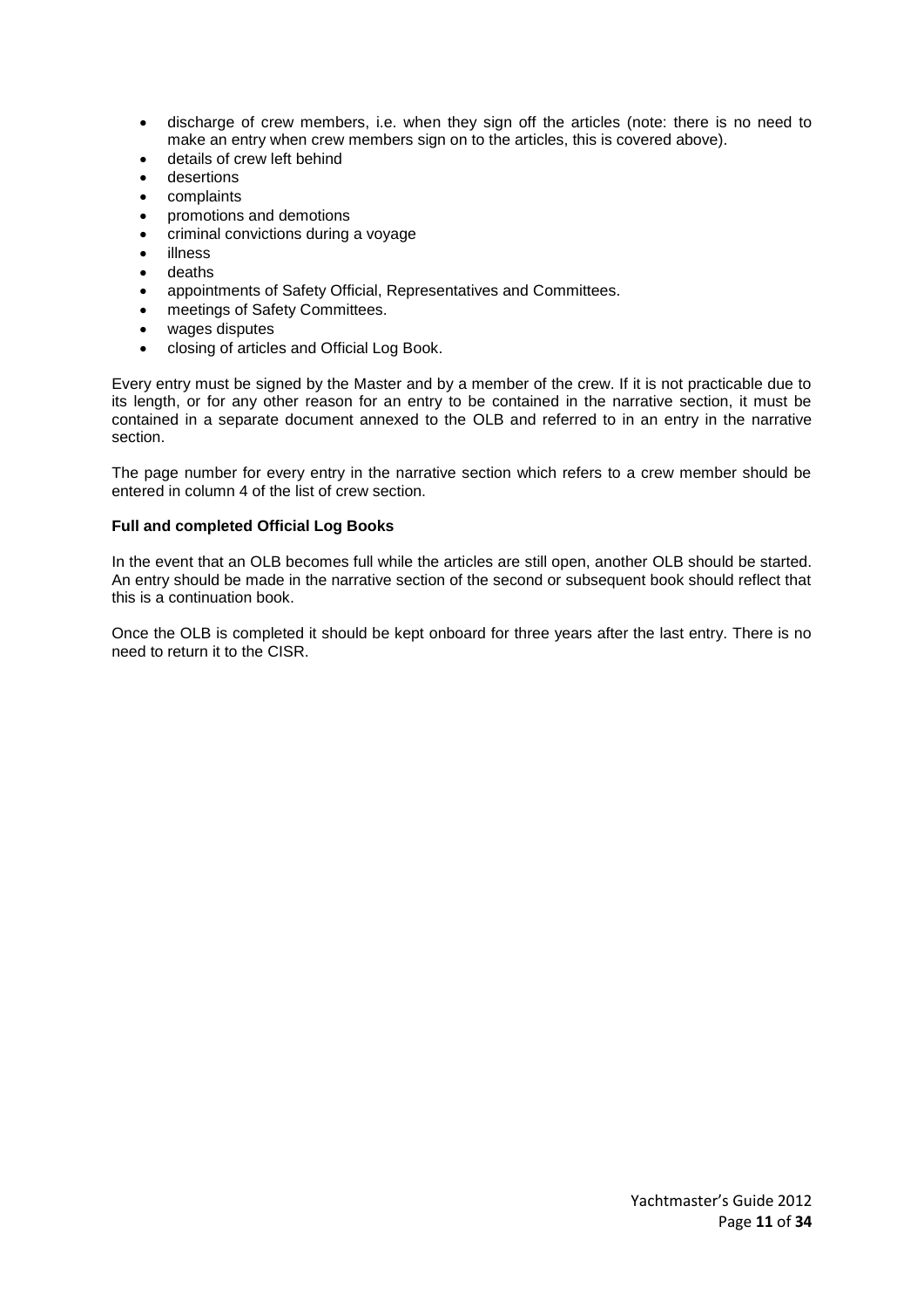- discharge of crew members, i.e. when they sign off the articles (note: there is no need to make an entry when crew members sign on to the articles, this is covered above).
- details of crew left behind
- desertions
- complaints
- promotions and demotions
- criminal convictions during a voyage
- illness
- deaths
- appointments of Safety Official, Representatives and Committees.
- meetings of Safety Committees.
- wages disputes
- closing of articles and Official Log Book.

Every entry must be signed by the Master and by a member of the crew. If it is not practicable due to its length, or for any other reason for an entry to be contained in the narrative section, it must be contained in a separate document annexed to the OLB and referred to in an entry in the narrative section.

The page number for every entry in the narrative section which refers to a crew member should be entered in column 4 of the list of crew section.

**Full and completed Official Log Books**

In the event that an OLB becomes full while the articles are still open, another OLB should be started. An entry should be made in the narrative section of the second or subsequent book should reflect that this is a continuation book.

Once the OLB is completed it should be kept onboard for three years after the last entry. There is no need to return it to the CISR.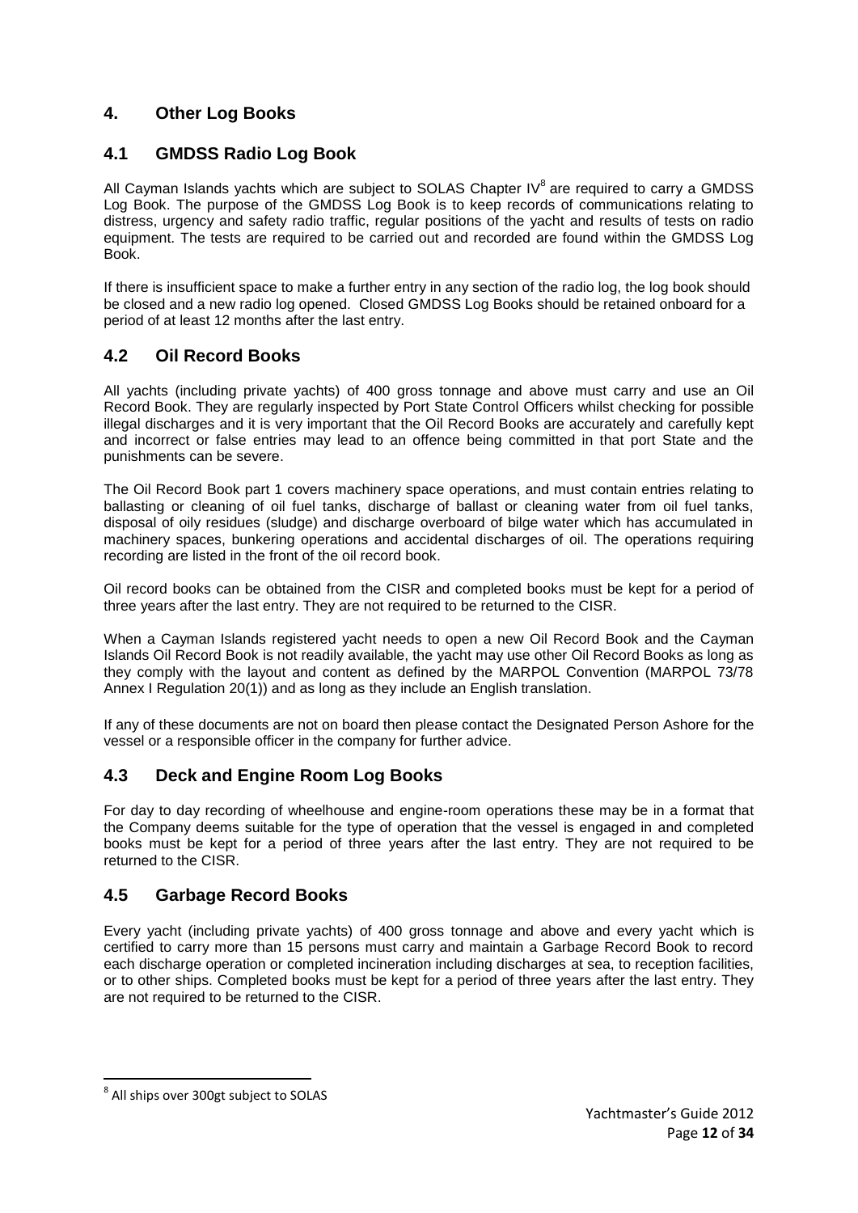## 4. Other Log Books

### 4.1 GMDSS Radio Log Book

All Cayman Islands yachts which are subject to SOLAS Chapter IV[8] are required to carry a GMDSS Log Book. The purpose of the GMDSS Log Book is to keep records of communications relating to distress, urgency and safety radio traffic, regular positions of the yacht and results of tests on radio equipment. The tests are required to be carried out and recorded are found within the GMDSS Log Book.

If there is insufficient space to make a further entry in any section of the radio log, the log book should be closed and a new radio log opened. Closed GMDSS Log Books should be retained onboard for a period of at least 12 months after the last entry.

### 4.2 Oil Record Books

All yachts (including private yachts) of 400 gross tonnage and above must carry and use an Oil Record Book. They are regularly inspected by Port State Control Officers whilst checking for possible illegal discharges and it is very important that the Oil Record Books are accurately and carefully kept and incorrect or false entries may lead to an offence being committed in that port State and the punishments can be severe.

The Oil Record Book part 1 covers machinery space operations, and must contain entries relating to ballasting or cleaning of oil fuel tanks, discharge of ballast or cleaning water from oil fuel tanks, disposal of oily residues (sludge) and discharge overboard of bilge water which has accumulated in machinery spaces, bunkering operations and accidental discharges of oil. The operations requiring recording are listed in the front of the oil record book.

Oil record books can be obtained from the CISR and completed books must be kept for a period of three years after the last entry. They are not required to be returned to the CISR.

When a Cayman Islands registered yacht needs to open a new Oil Record Book and the Cayman Islands Oil Record Book is not readily available, the yacht may use other Oil Record Books as long as they comply with the layout and content as defined by the MARPOL Convention (MARPOL 73/78 Annex I Regulation 20(1)) and as long as they include an English translation.

If any of these documents are not on board then please contact the Designated Person Ashore for the vessel or a responsible officer in the company for further advice.

### 4.3 Deck and Engine Room Log Books

For day to day recording of wheelhouse and engine-room operations these may be in a format that the Company deems suitable for the type of operation that the vessel is engaged in and completed books must be kept for a period of three years after the last entry. They are not required to be returned to the CISR.

### 4.5 Garbage Record Books

Every yacht (including private yachts) of 400 gross tonnage and above and every yacht which is certified to carry more than 15 persons must carry and maintain a Garbage Record Book to record each discharge operation or completed incineration including discharges at sea, to reception facilities, or to other ships. Completed books must be kept for a period of three years after the last entry. They are not required to be returned to the CISR.

---

[8] All ships over 300gt subject to SOLAS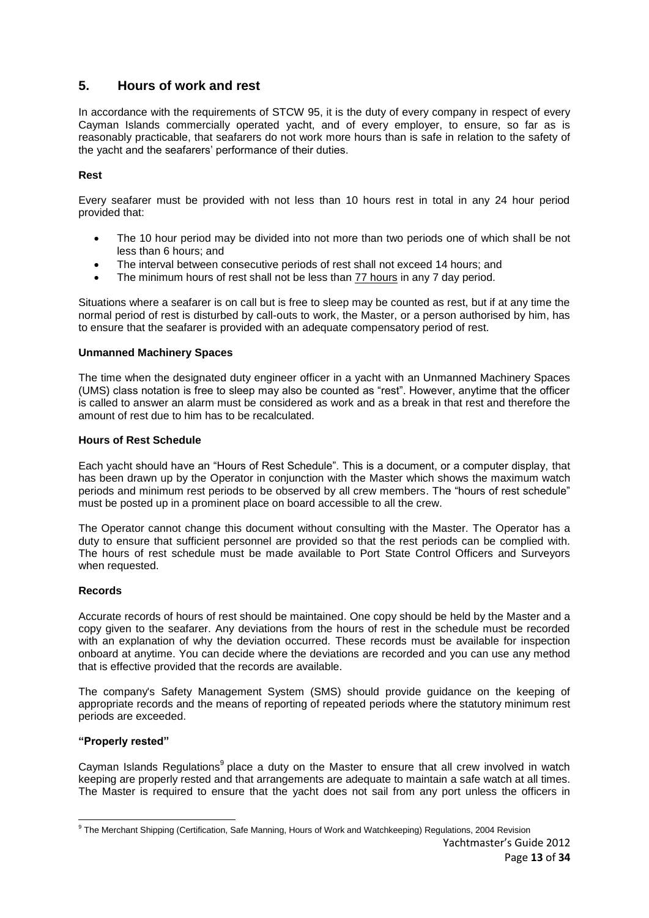## 5. Hours of work and rest

In accordance with the requirements of STCW 95, it is the duty of every company in respect of every Cayman Islands commercially operated yacht, and of every employer, to ensure, so far as is reasonably practicable, that seafarers do not work more hours than is safe in relation to the safety of the yacht and the seafarers' performance of their duties.

**Rest**

Every seafarer must be provided with not less than 10 hours rest in total in any 24 hour period provided that:

- The 10 hour period may be divided into not more than two periods one of which shall be not less than 6 hours; and
- The interval between consecutive periods of rest shall not exceed 14 hours; and
- The minimum hours of rest shall not be less than 77 hours in any 7 day period.

Situations where a seafarer is on call but is free to sleep may be counted as rest, but if at any time the normal period of rest is disturbed by call-outs to work, the Master, or a person authorised by him, has to ensure that the seafarer is provided with an adequate compensatory period of rest.

**Unmanned Machinery Spaces**

The time when the designated duty engineer officer in a yacht with an Unmanned Machinery Spaces (UMS) class notation is free to sleep may also be counted as "rest". However, anytime that the officer is called to answer an alarm must be considered as work and as a break in that rest and therefore the amount of rest due to him has to be recalculated.

**Hours of Rest Schedule**

Each yacht should have an "Hours of Rest Schedule". This is a document, or a computer display, that has been drawn up by the Operator in conjunction with the Master which shows the maximum watch periods and minimum rest periods to be observed by all crew members. The "hours of rest schedule" must be posted up in a prominent place on board accessible to all the crew.

The Operator cannot change this document without consulting with the Master. The Operator has a duty to ensure that sufficient personnel are provided so that the rest periods can be complied with. The hours of rest schedule must be made available to Port State Control Officers and Surveyors when requested.

**Records**

Accurate records of hours of rest should be maintained. One copy should be held by the Master and a copy given to the seafarer. Any deviations from the hours of rest in the schedule must be recorded with an explanation of why the deviation occurred. These records must be available for inspection onboard at anytime. You can decide where the deviations are recorded and you can use any method that is effective provided that the records are available.

The company's Safety Management System (SMS) should provide guidance on the keeping of appropriate records and the means of reporting of repeated periods where the statutory minimum rest periods are exceeded.

**"Properly rested"**

Cayman Islands Regulations[9] place a duty on the Master to ensure that all crew involved in watch keeping are properly rested and that arrangements are adequate to maintain a safe watch at all times. The Master is required to ensure that the yacht does not sail from any port unless the officers in

[9] The Merchant Shipping (Certification, Safe Manning, Hours of Work and Watchkeeping) Regulations, 2004 Revision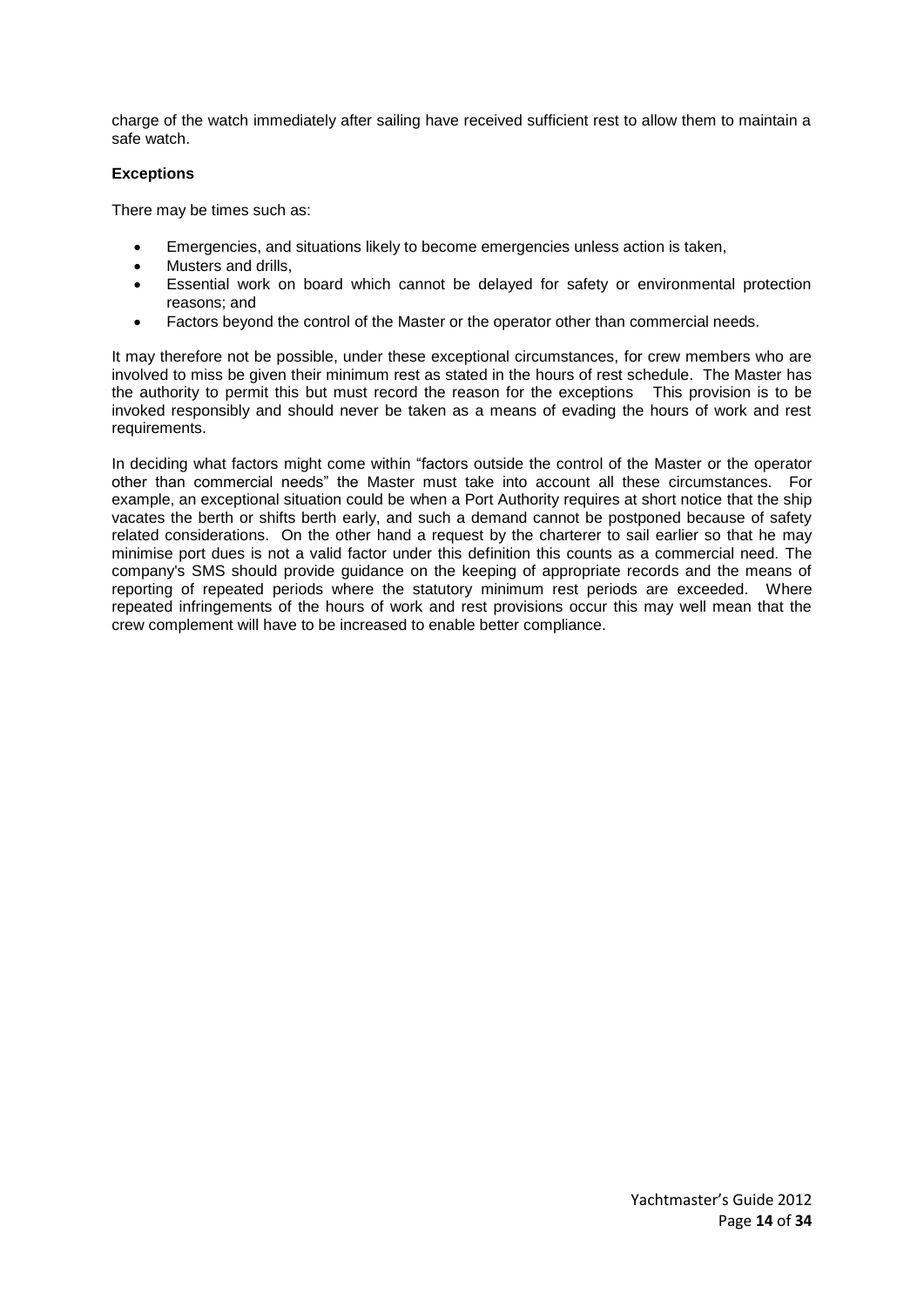charge of the watch immediately after sailing have received sufficient rest to allow them to maintain a safe watch.

**Exceptions**

There may be times such as:

- Emergencies, and situations likely to become emergencies unless action is taken,
- Musters and drills,
- Essential work on board which cannot be delayed for safety or environmental protection reasons; and
- Factors beyond the control of the Master or the operator other than commercial needs.

It may therefore not be possible, under these exceptional circumstances, for crew members who are involved to miss be given their minimum rest as stated in the hours of rest schedule. The Master has the authority to permit this but must record the reason for the exceptions This provision is to be invoked responsibly and should never be taken as a means of evading the hours of work and rest requirements.

In deciding what factors might come within "factors outside the control of the Master or the operator other than commercial needs" the Master must take into account all these circumstances. For example, an exceptional situation could be when a Port Authority requires at short notice that the ship vacates the berth or shifts berth early, and such a demand cannot be postponed because of safety related considerations. On the other hand a request by the charterer to sail earlier so that he may minimise port dues is not a valid factor under this definition this counts as a commercial need. The company's SMS should provide guidance on the keeping of appropriate records and the means of reporting of repeated periods where the statutory minimum rest periods are exceeded. Where repeated infringements of the hours of work and rest provisions occur this may well mean that the crew complement will have to be increased to enable better compliance.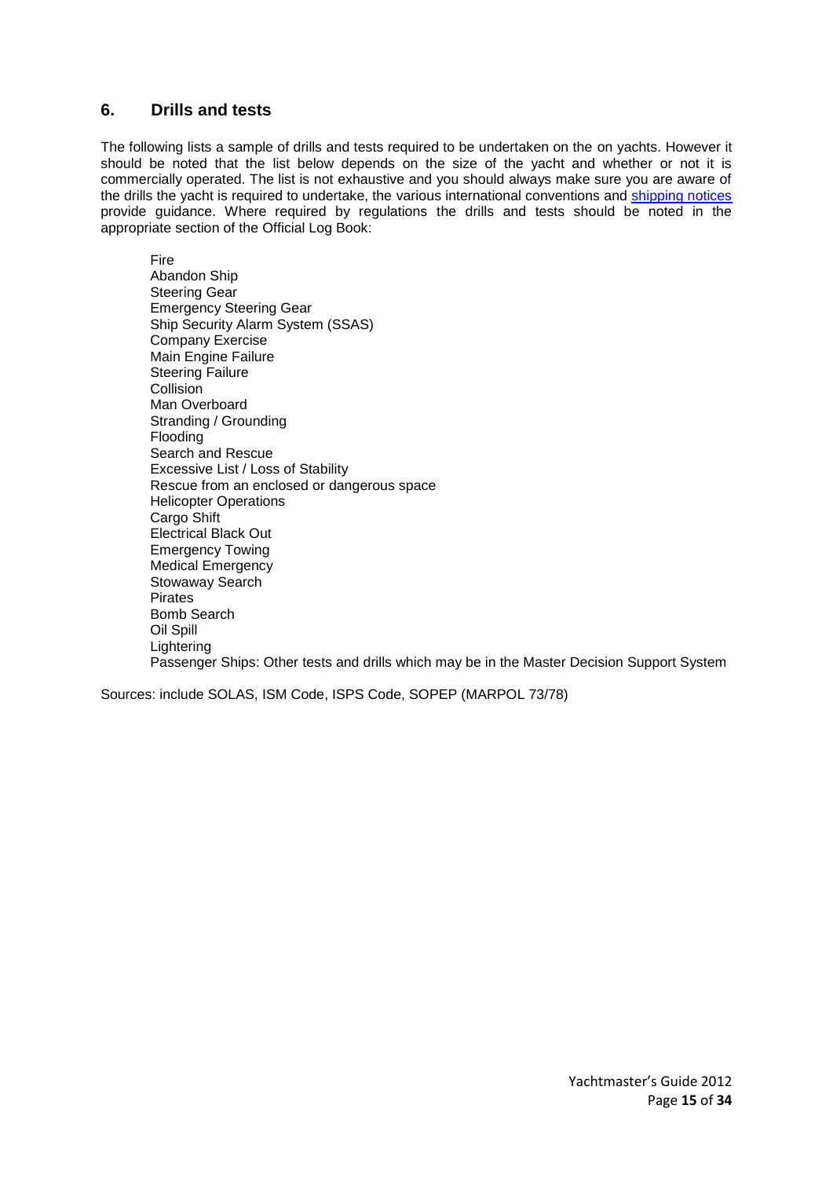## 6. Drills and tests

The following lists a sample of drills and tests required to be undertaken on the on yachts. However it should be noted that the list below depends on the size of the yacht and whether or not it is commercially operated. The list is not exhaustive and you should always make sure you are aware of the drills the yacht is required to undertake, the various international conventions and shipping notices provide guidance. Where required by regulations the drills and tests should be noted in the appropriate section of the Official Log Book:

- Fire
- Abandon Ship
- Steering Gear
- Emergency Steering Gear
- Ship Security Alarm System (SSAS)
- Company Exercise
- Main Engine Failure
- Steering Failure
- Collision
- Man Overboard
- Stranding / Grounding
- Flooding
- Search and Rescue
- Excessive List / Loss of Stability
- Rescue from an enclosed or dangerous space
- Helicopter Operations
- Cargo Shift
- Electrical Black Out
- Emergency Towing
- Medical Emergency
- Stowaway Search
- Pirates
- Bomb Search
- Oil Spill
- Lightering
- Passenger Ships: Other tests and drills which may be in the Master Decision Support System

Sources: include SOLAS, ISM Code, ISPS Code, SOPEP (MARPOL 73/78)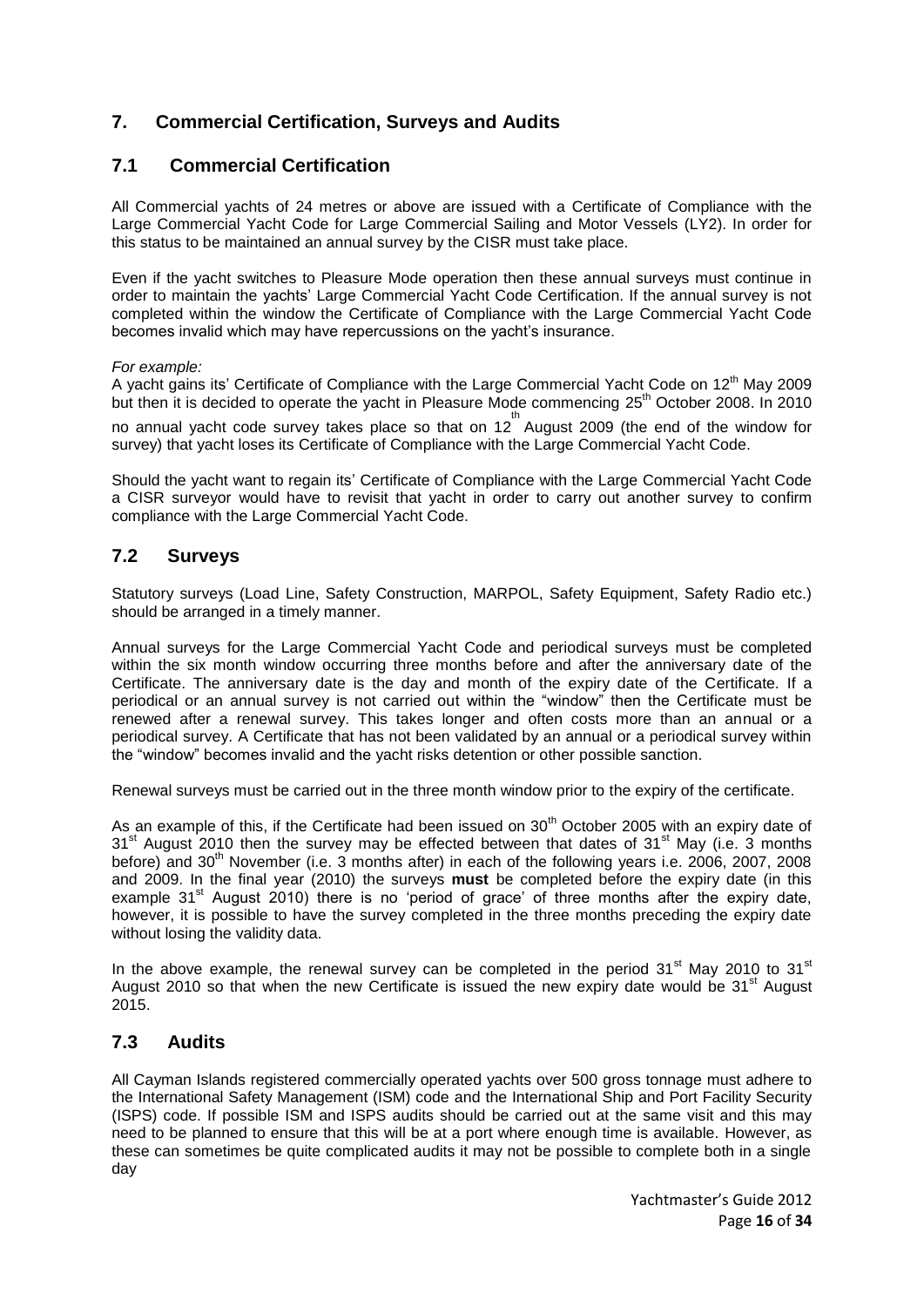## 7. Commercial Certification, Surveys and Audits

### 7.1 Commercial Certification

All Commercial yachts of 24 metres or above are issued with a Certificate of Compliance with the Large Commercial Yacht Code for Large Commercial Sailing and Motor Vessels (LY2). In order for this status to be maintained an annual survey by the CISR must take place.

Even if the yacht switches to Pleasure Mode operation then these annual surveys must continue in order to maintain the yachts' Large Commercial Yacht Code Certification. If the annual survey is not completed within the window the Certificate of Compliance with the Large Commercial Yacht Code becomes invalid which may have repercussions on the yacht's insurance.

*For example:*
A yacht gains its' Certificate of Compliance with the Large Commercial Yacht Code on 12th May 2009 but then it is decided to operate the yacht in Pleasure Mode commencing 25th October 2008. In 2010 no annual yacht code survey takes place so that on 12th August 2009 (the end of the window for survey) that yacht loses its Certificate of Compliance with the Large Commercial Yacht Code.

Should the yacht want to regain its' Certificate of Compliance with the Large Commercial Yacht Code a CISR surveyor would have to revisit that yacht in order to carry out another survey to confirm compliance with the Large Commercial Yacht Code.

### 7.2 Surveys

Statutory surveys (Load Line, Safety Construction, MARPOL, Safety Equipment, Safety Radio etc.) should be arranged in a timely manner.

Annual surveys for the Large Commercial Yacht Code and periodical surveys must be completed within the six month window occurring three months before and after the anniversary date of the Certificate. The anniversary date is the day and month of the expiry date of the Certificate. If a periodical or an annual survey is not carried out within the "window" then the Certificate must be renewed after a renewal survey. This takes longer and often costs more than an annual or a periodical survey. A Certificate that has not been validated by an annual or a periodical survey within the "window" becomes invalid and the yacht risks detention or other possible sanction.

Renewal surveys must be carried out in the three month window prior to the expiry of the certificate.

As an example of this, if the Certificate had been issued on 30th October 2005 with an expiry date of 31st August 2010 then the survey may be effected between that dates of 31st May (i.e. 3 months before) and 30th November (i.e. 3 months after) in each of the following years i.e. 2006, 2007, 2008 and 2009. In the final year (2010) the surveys **must** be completed before the expiry date (in this example 31st August 2010) there is no 'period of grace' of three months after the expiry date, however, it is possible to have the survey completed in the three months preceding the expiry date without losing the validity data.

In the above example, the renewal survey can be completed in the period 31st May 2010 to 31st August 2010 so that when the new Certificate is issued the new expiry date would be 31st August 2015.

### 7.3 Audits

All Cayman Islands registered commercially operated yachts over 500 gross tonnage must adhere to the International Safety Management (ISM) code and the International Ship and Port Facility Security (ISPS) code. If possible ISM and ISPS audits should be carried out at the same visit and this may need to be planned to ensure that this will be at a port where enough time is available. However, as these can sometimes be quite complicated audits it may not be possible to complete both in a single day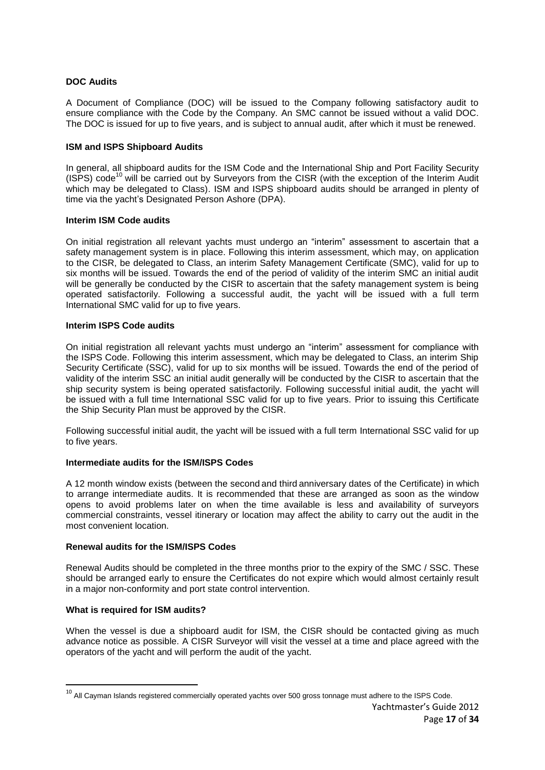**DOC Audits**

A Document of Compliance (DOC) will be issued to the Company following satisfactory audit to ensure compliance with the Code by the Company. An SMC cannot be issued without a valid DOC. The DOC is issued for up to five years, and is subject to annual audit, after which it must be renewed.

**ISM and ISPS Shipboard Audits**

In general, all shipboard audits for the ISM Code and the International Ship and Port Facility Security (ISPS) code[10] will be carried out by Surveyors from the CISR (with the exception of the Interim Audit which may be delegated to Class). ISM and ISPS shipboard audits should be arranged in plenty of time via the yacht's Designated Person Ashore (DPA).

**Interim ISM Code audits**

On initial registration all relevant yachts must undergo an "interim" assessment to ascertain that a safety management system is in place. Following this interim assessment, which may, on application to the CISR, be delegated to Class, an interim Safety Management Certificate (SMC), valid for up to six months will be issued. Towards the end of the period of validity of the interim SMC an initial audit will be generally be conducted by the CISR to ascertain that the safety management system is being operated satisfactorily. Following a successful audit, the yacht will be issued with a full term International SMC valid for up to five years.

**Interim ISPS Code audits**

On initial registration all relevant yachts must undergo an "interim" assessment for compliance with the ISPS Code. Following this interim assessment, which may be delegated to Class, an interim Ship Security Certificate (SSC), valid for up to six months will be issued. Towards the end of the period of validity of the interim SSC an initial audit generally will be conducted by the CISR to ascertain that the ship security system is being operated satisfactorily. Following successful initial audit, the yacht will be issued with a full time International SSC valid for up to five years. Prior to issuing this Certificate the Ship Security Plan must be approved by the CISR.

Following successful initial audit, the yacht will be issued with a full term International SSC valid for up to five years.

**Intermediate audits for the ISM/ISPS Codes**

A 12 month window exists (between the second and third anniversary dates of the Certificate) in which to arrange intermediate audits. It is recommended that these are arranged as soon as the window opens to avoid problems later on when the time available is less and availability of surveyors commercial constraints, vessel itinerary or location may affect the ability to carry out the audit in the most convenient location.

**Renewal audits for the ISM/ISPS Codes**

Renewal Audits should be completed in the three months prior to the expiry of the SMC / SSC. These should be arranged early to ensure the Certificates do not expire which would almost certainly result in a major non-conformity and port state control intervention.

**What is required for ISM audits?**

When the vessel is due a shipboard audit for ISM, the CISR should be contacted giving as much advance notice as possible. A CISR Surveyor will visit the vessel at a time and place agreed with the operators of the yacht and will perform the audit of the yacht.

---

[10] All Cayman Islands registered commercially operated yachts over 500 gross tonnage must adhere to the ISPS Code.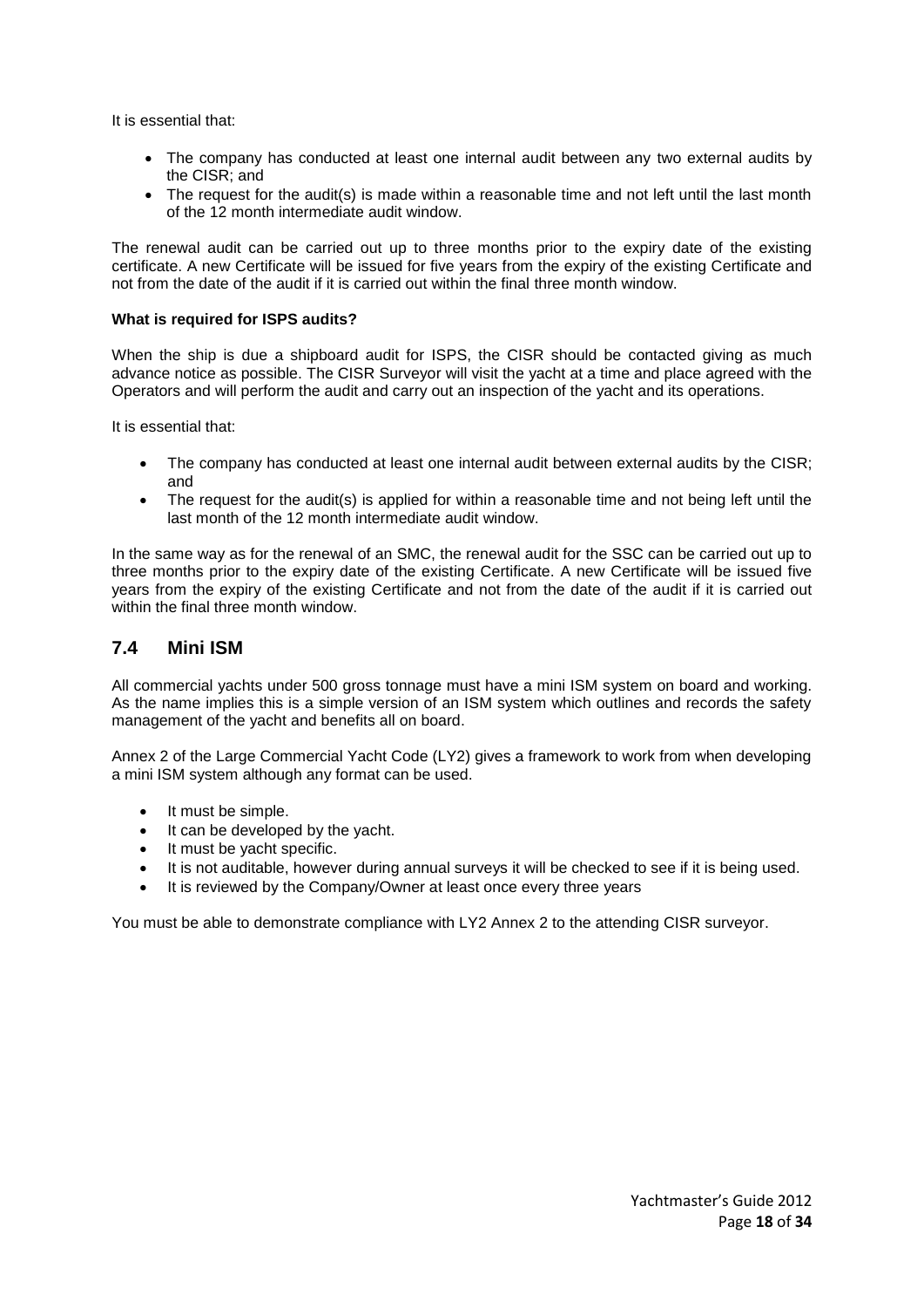It is essential that:

- The company has conducted at least one internal audit between any two external audits by the CISR; and
- The request for the audit(s) is made within a reasonable time and not left until the last month of the 12 month intermediate audit window.

The renewal audit can be carried out up to three months prior to the expiry date of the existing certificate. A new Certificate will be issued for five years from the expiry of the existing Certificate and not from the date of the audit if it is carried out within the final three month window.

**What is required for ISPS audits?**

When the ship is due a shipboard audit for ISPS, the CISR should be contacted giving as much advance notice as possible. The CISR Surveyor will visit the yacht at a time and place agreed with the Operators and will perform the audit and carry out an inspection of the yacht and its operations.

It is essential that:

- The company has conducted at least one internal audit between external audits by the CISR; and
- The request for the audit(s) is applied for within a reasonable time and not being left until the last month of the 12 month intermediate audit window.

In the same way as for the renewal of an SMC, the renewal audit for the SSC can be carried out up to three months prior to the expiry date of the existing Certificate. A new Certificate will be issued five years from the expiry of the existing Certificate and not from the date of the audit if it is carried out within the final three month window.

## 7.4 Mini ISM

All commercial yachts under 500 gross tonnage must have a mini ISM system on board and working. As the name implies this is a simple version of an ISM system which outlines and records the safety management of the yacht and benefits all on board.

Annex 2 of the Large Commercial Yacht Code (LY2) gives a framework to work from when developing a mini ISM system although any format can be used.

- It must be simple.
- It can be developed by the yacht.
- It must be yacht specific.
- It is not auditable, however during annual surveys it will be checked to see if it is being used.
- It is reviewed by the Company/Owner at least once every three years

You must be able to demonstrate compliance with LY2 Annex 2 to the attending CISR surveyor.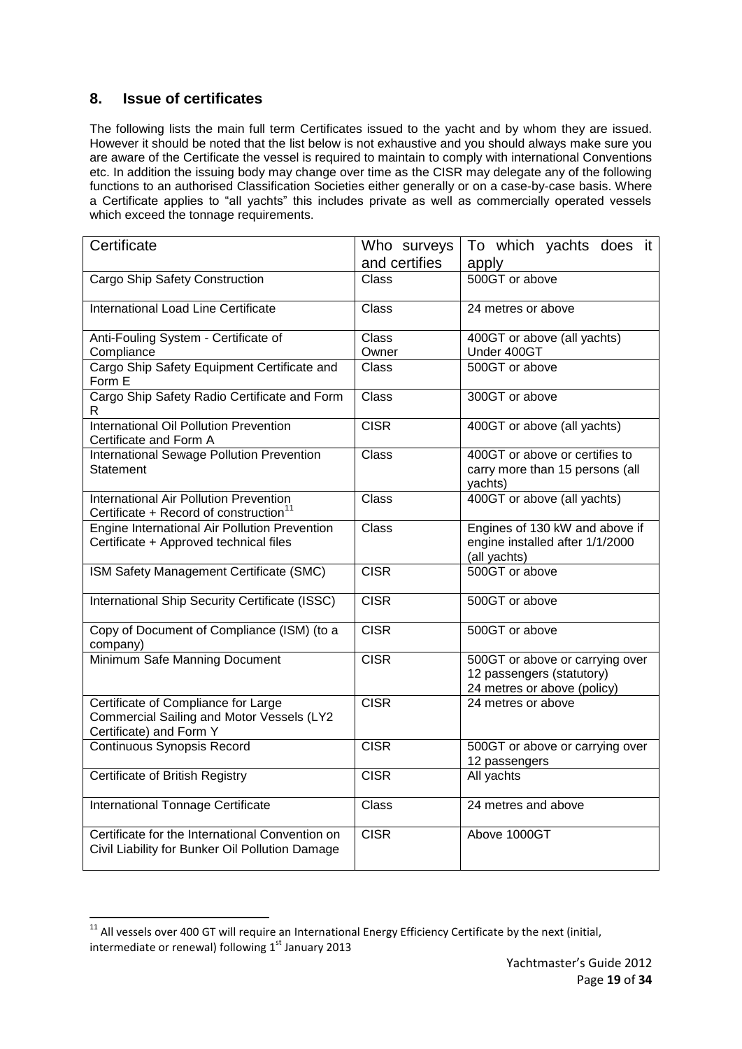## 8. Issue of certificates

The following lists the main full term Certificates issued to the yacht and by whom they are issued. However it should be noted that the list below is not exhaustive and you should always make sure you are aware of the Certificate the vessel is required to maintain to comply with international Conventions etc. In addition the issuing body may change over time as the CISR may delegate any of the following functions to an authorised Classification Societies either generally or on a case-by-case basis. Where a Certificate applies to "all yachts" this includes private as well as commercially operated vessels which exceed the tonnage requirements.

| Certificate | Who surveys and certifies | To which yachts does it apply |
|---|---|---|
| Cargo Ship Safety Construction | Class | 500GT or above |
| International Load Line Certificate | Class | 24 metres or above |
| Anti-Fouling System - Certificate of Compliance | Class<br>Owner | 400GT or above (all yachts)<br>Under 400GT |
| Cargo Ship Safety Equipment Certificate and Form E | Class | 500GT or above |
| Cargo Ship Safety Radio Certificate and Form R | Class | 300GT or above |
| International Oil Pollution Prevention Certificate and Form A | CISR | 400GT or above (all yachts) |
| International Sewage Pollution Prevention Statement | Class | 400GT or above or certifies to carry more than 15 persons (all yachts) |
| International Air Pollution Prevention Certificate + Record of construction[11] | Class | 400GT or above (all yachts) |
| Engine International Air Pollution Prevention Certificate + Approved technical files | Class | Engines of 130 kW and above if engine installed after 1/1/2000 (all yachts) |
| ISM Safety Management Certificate (SMC) | CISR | 500GT or above |
| International Ship Security Certificate (ISSC) | CISR | 500GT or above |
| Copy of Document of Compliance (ISM) (to a company) | CISR | 500GT or above |
| Minimum Safe Manning Document | CISR | 500GT or above or carrying over 12 passengers (statutory)<br>24 metres or above (policy) |
| Certificate of Compliance for Large Commercial Sailing and Motor Vessels (LY2 Certificate) and Form Y | CISR | 24 metres or above |
| Continuous Synopsis Record | CISR | 500GT or above or carrying over 12 passengers |
| Certificate of British Registry | CISR | All yachts |
| International Tonnage Certificate | Class | 24 metres and above |
| Certificate for the International Convention on Civil Liability for Bunker Oil Pollution Damage | CISR | Above 1000GT |

[11] All vessels over 400 GT will require an International Energy Efficiency Certificate by the next (initial, intermediate or renewal) following 1st January 2013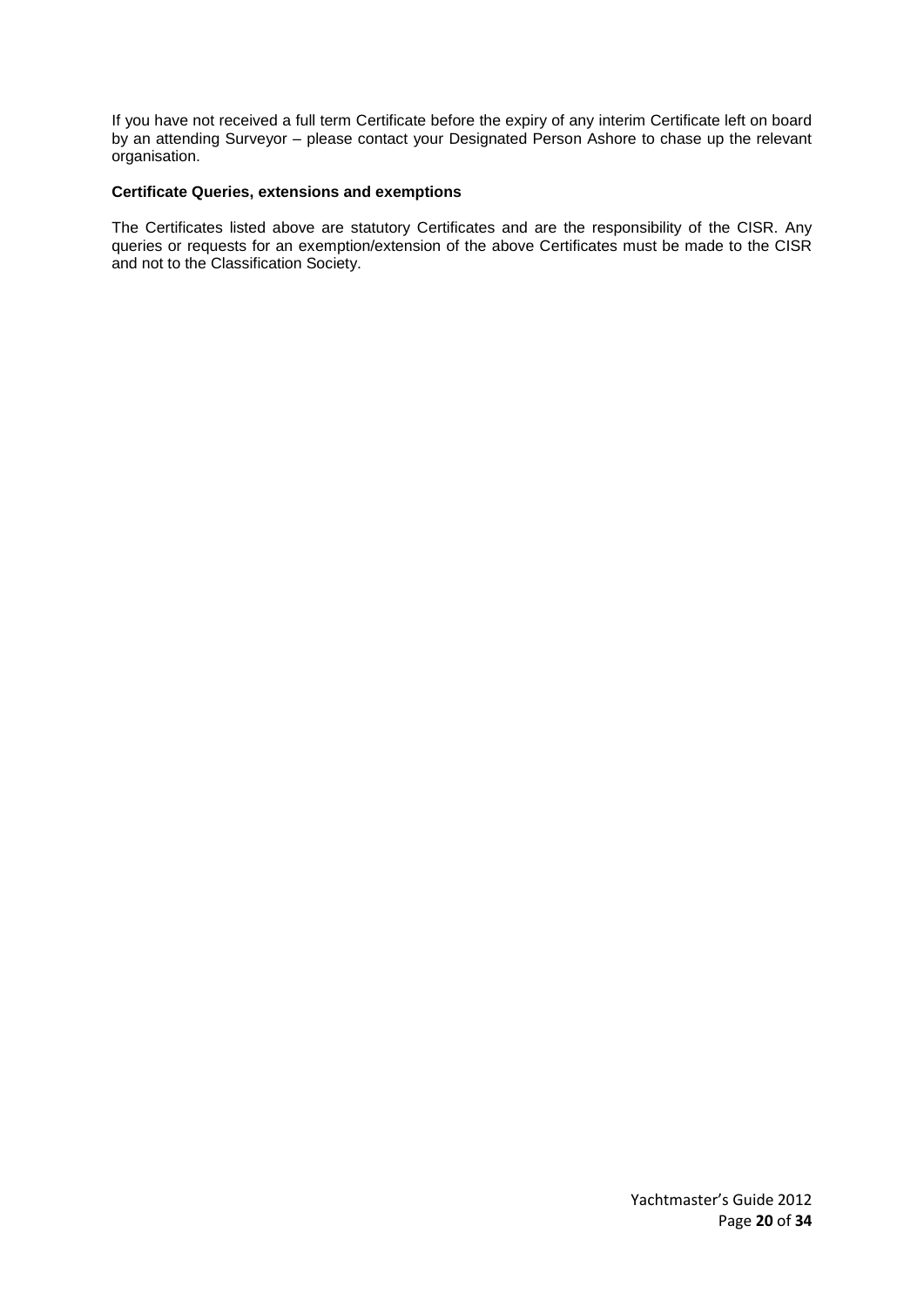If you have not received a full term Certificate before the expiry of any interim Certificate left on board by an attending Surveyor – please contact your Designated Person Ashore to chase up the relevant organisation.

**Certificate Queries, extensions and exemptions**

The Certificates listed above are statutory Certificates and are the responsibility of the CISR. Any queries or requests for an exemption/extension of the above Certificates must be made to the CISR and not to the Classification Society.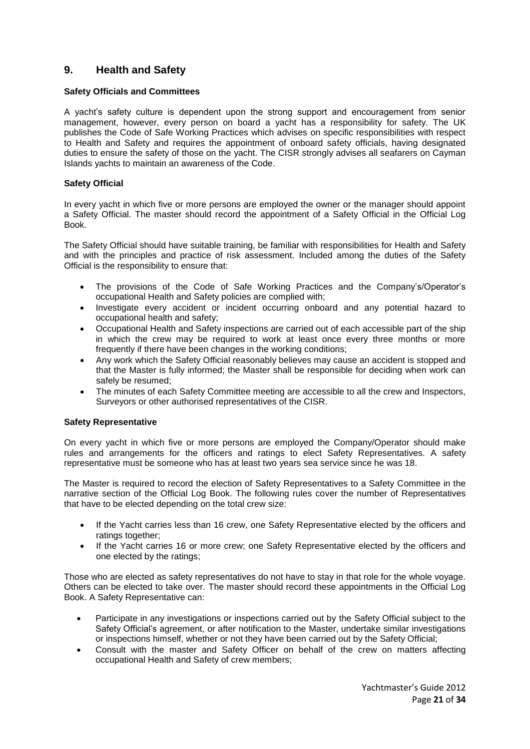## 9. Health and Safety

**Safety Officials and Committees**

A yacht's safety culture is dependent upon the strong support and encouragement from senior management, however, every person on board a yacht has a responsibility for safety. The UK publishes the Code of Safe Working Practices which advises on specific responsibilities with respect to Health and Safety and requires the appointment of onboard safety officials, having designated duties to ensure the safety of those on the yacht. The CISR strongly advises all seafarers on Cayman Islands yachts to maintain an awareness of the Code.

**Safety Official**

In every yacht in which five or more persons are employed the owner or the manager should appoint a Safety Official. The master should record the appointment of a Safety Official in the Official Log Book.

The Safety Official should have suitable training, be familiar with responsibilities for Health and Safety and with the principles and practice of risk assessment. Included among the duties of the Safety Official is the responsibility to ensure that:

- The provisions of the Code of Safe Working Practices and the Company's/Operator's occupational Health and Safety policies are complied with;
- Investigate every accident or incident occurring onboard and any potential hazard to occupational health and safety;
- Occupational Health and Safety inspections are carried out of each accessible part of the ship in which the crew may be required to work at least once every three months or more frequently if there have been changes in the working conditions;
- Any work which the Safety Official reasonably believes may cause an accident is stopped and that the Master is fully informed; the Master shall be responsible for deciding when work can safely be resumed;
- The minutes of each Safety Committee meeting are accessible to all the crew and Inspectors, Surveyors or other authorised representatives of the CISR.

**Safety Representative**

On every yacht in which five or more persons are employed the Company/Operator should make rules and arrangements for the officers and ratings to elect Safety Representatives. A safety representative must be someone who has at least two years sea service since he was 18.

The Master is required to record the election of Safety Representatives to a Safety Committee in the narrative section of the Official Log Book. The following rules cover the number of Representatives that have to be elected depending on the total crew size:

- If the Yacht carries less than 16 crew, one Safety Representative elected by the officers and ratings together;
- If the Yacht carries 16 or more crew; one Safety Representative elected by the officers and one elected by the ratings;

Those who are elected as safety representatives do not have to stay in that role for the whole voyage. Others can be elected to take over. The master should record these appointments in the Official Log Book. A Safety Representative can:

- Participate in any investigations or inspections carried out by the Safety Official subject to the Safety Official's agreement, or after notification to the Master, undertake similar investigations or inspections himself, whether or not they have been carried out by the Safety Official;
- Consult with the master and Safety Officer on behalf of the crew on matters affecting occupational Health and Safety of crew members;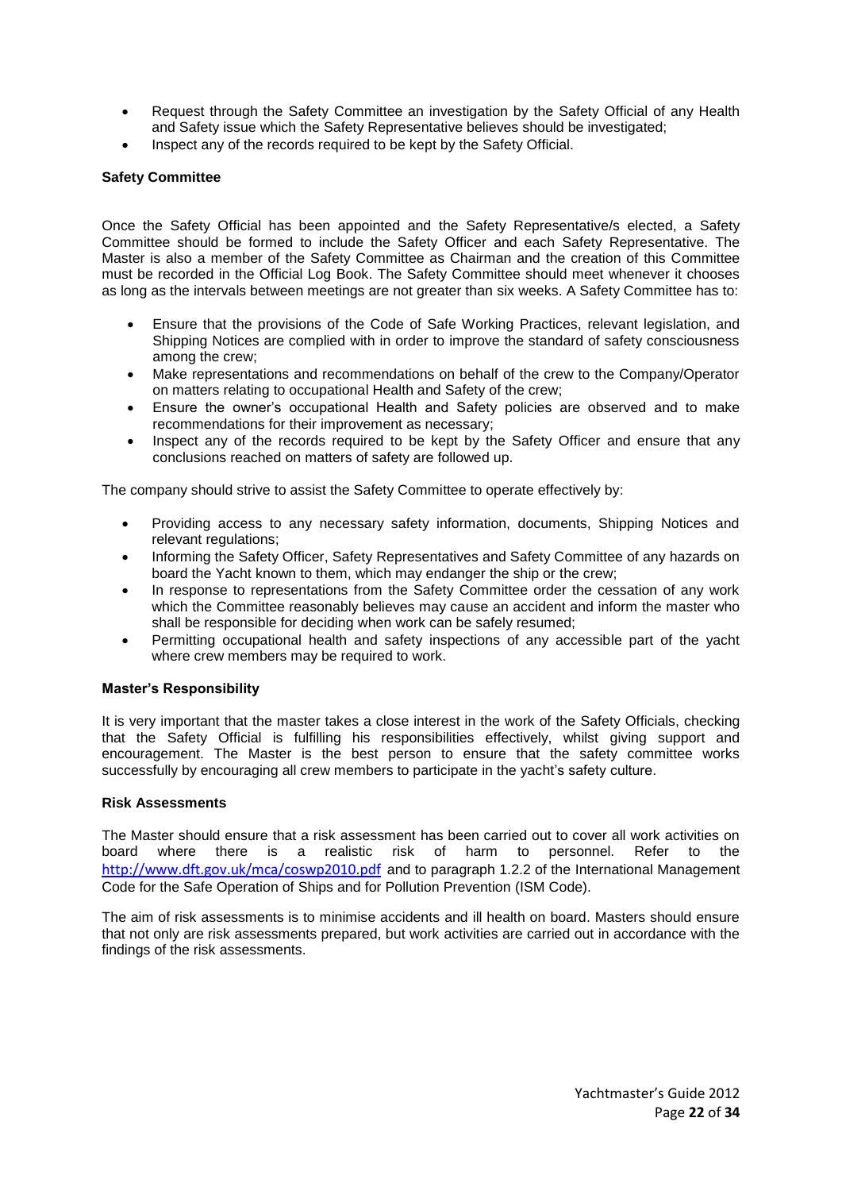- Request through the Safety Committee an investigation by the Safety Official of any Health and Safety issue which the Safety Representative believes should be investigated;
- Inspect any of the records required to be kept by the Safety Official.

**Safety Committee**

Once the Safety Official has been appointed and the Safety Representative/s elected, a Safety Committee should be formed to include the Safety Officer and each Safety Representative. The Master is also a member of the Safety Committee as Chairman and the creation of this Committee must be recorded in the Official Log Book. The Safety Committee should meet whenever it chooses as long as the intervals between meetings are not greater than six weeks. A Safety Committee has to:

- Ensure that the provisions of the Code of Safe Working Practices, relevant legislation, and Shipping Notices are complied with in order to improve the standard of safety consciousness among the crew;
- Make representations and recommendations on behalf of the crew to the Company/Operator on matters relating to occupational Health and Safety of the crew;
- Ensure the owner's occupational Health and Safety policies are observed and to make recommendations for their improvement as necessary;
- Inspect any of the records required to be kept by the Safety Officer and ensure that any conclusions reached on matters of safety are followed up.

The company should strive to assist the Safety Committee to operate effectively by:

- Providing access to any necessary safety information, documents, Shipping Notices and relevant regulations;
- Informing the Safety Officer, Safety Representatives and Safety Committee of any hazards on board the Yacht known to them, which may endanger the ship or the crew;
- In response to representations from the Safety Committee order the cessation of any work which the Committee reasonably believes may cause an accident and inform the master who shall be responsible for deciding when work can be safely resumed;
- Permitting occupational health and safety inspections of any accessible part of the yacht where crew members may be required to work.

**Master's Responsibility**

It is very important that the master takes a close interest in the work of the Safety Officials, checking that the Safety Official is fulfilling his responsibilities effectively, whilst giving support and encouragement. The Master is the best person to ensure that the safety committee works successfully by encouraging all crew members to participate in the yacht's safety culture.

**Risk Assessments**

The Master should ensure that a risk assessment has been carried out to cover all work activities on board where there is a realistic risk of harm to personnel. Refer to the http://www.dft.gov.uk/mca/coswp2010.pdf and to paragraph 1.2.2 of the International Management Code for the Safe Operation of Ships and for Pollution Prevention (ISM Code).

The aim of risk assessments is to minimise accidents and ill health on board. Masters should ensure that not only are risk assessments prepared, but work activities are carried out in accordance with the findings of the risk assessments.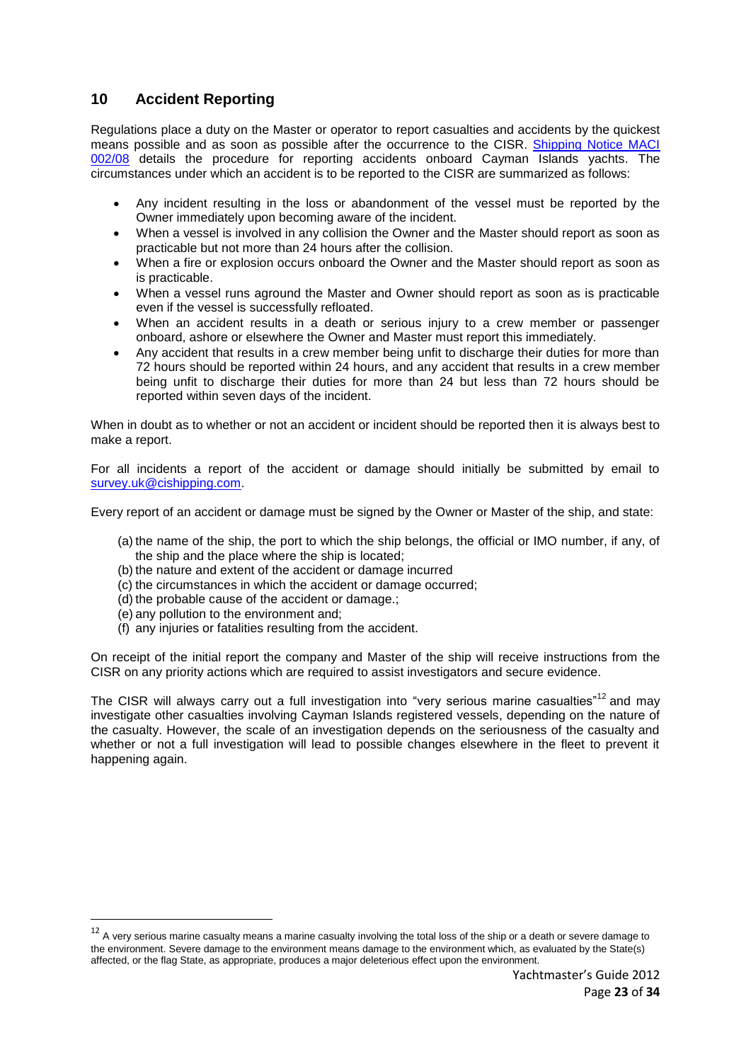## 10 Accident Reporting

Regulations place a duty on the Master or operator to report casualties and accidents by the quickest means possible and as soon as possible after the occurrence to the CISR. Shipping Notice MACI 002/08 details the procedure for reporting accidents onboard Cayman Islands yachts. The circumstances under which an accident is to be reported to the CISR are summarized as follows:

- Any incident resulting in the loss or abandonment of the vessel must be reported by the Owner immediately upon becoming aware of the incident.
- When a vessel is involved in any collision the Owner and the Master should report as soon as practicable but not more than 24 hours after the collision.
- When a fire or explosion occurs onboard the Owner and the Master should report as soon as is practicable.
- When a vessel runs aground the Master and Owner should report as soon as is practicable even if the vessel is successfully refloated.
- When an accident results in a death or serious injury to a crew member or passenger onboard, ashore or elsewhere the Owner and Master must report this immediately.
- Any accident that results in a crew member being unfit to discharge their duties for more than 72 hours should be reported within 24 hours, and any accident that results in a crew member being unfit to discharge their duties for more than 24 but less than 72 hours should be reported within seven days of the incident.

When in doubt as to whether or not an accident or incident should be reported then it is always best to make a report.

For all incidents a report of the accident or damage should initially be submitted by email to survey.uk@cishipping.com.

Every report of an accident or damage must be signed by the Owner or Master of the ship, and state:

(a) the name of the ship, the port to which the ship belongs, the official or IMO number, if any, of the ship and the place where the ship is located;
(b) the nature and extent of the accident or damage incurred
(c) the circumstances in which the accident or damage occurred;
(d) the probable cause of the accident or damage.;
(e) any pollution to the environment and;
(f) any injuries or fatalities resulting from the accident.

On receipt of the initial report the company and Master of the ship will receive instructions from the CISR on any priority actions which are required to assist investigators and secure evidence.

The CISR will always carry out a full investigation into "very serious marine casualties"[12] and may investigate other casualties involving Cayman Islands registered vessels, depending on the nature of the casualty. However, the scale of an investigation depends on the seriousness of the casualty and whether or not a full investigation will lead to possible changes elsewhere in the fleet to prevent it happening again.

---

[12] A very serious marine casualty means a marine casualty involving the total loss of the ship or a death or severe damage to the environment. Severe damage to the environment means damage to the environment which, as evaluated by the State(s) affected, or the flag State, as appropriate, produces a major deleterious effect upon the environment.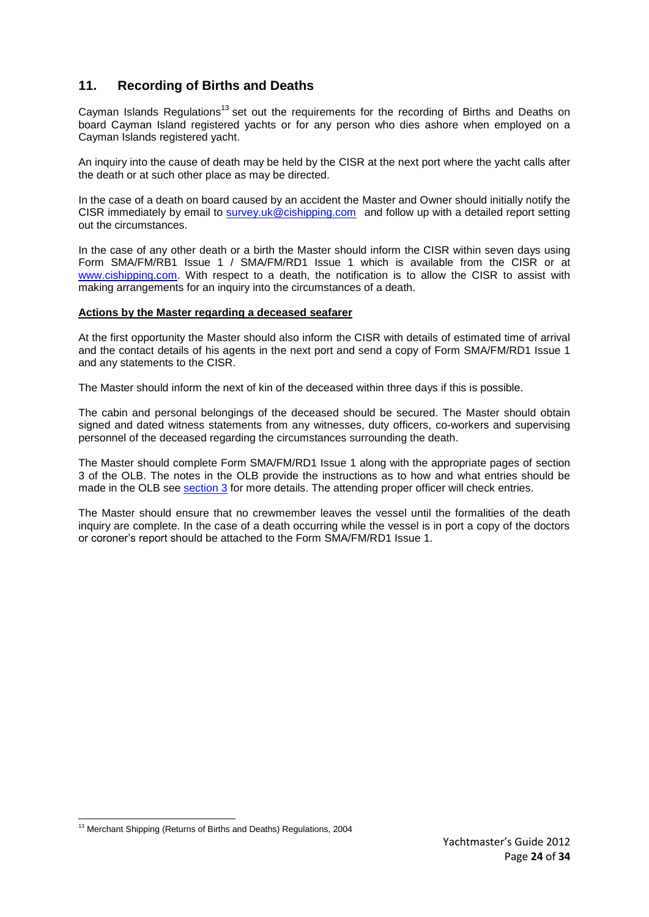## 11. Recording of Births and Deaths

Cayman Islands Regulations[13] set out the requirements for the recording of Births and Deaths on board Cayman Island registered yachts or for any person who dies ashore when employed on a Cayman Islands registered yacht.

An inquiry into the cause of death may be held by the CISR at the next port where the yacht calls after the death or at such other place as may be directed.

In the case of a death on board caused by an accident the Master and Owner should initially notify the CISR immediately by email to survey.uk@cishipping.com and follow up with a detailed report setting out the circumstances.

In the case of any other death or a birth the Master should inform the CISR within seven days using Form SMA/FM/RB1 Issue 1 / SMA/FM/RD1 Issue 1 which is available from the CISR or at www.cishipping.com. With respect to a death, the notification is to allow the CISR to assist with making arrangements for an inquiry into the circumstances of a death.

**Actions by the Master regarding a deceased seafarer**

At the first opportunity the Master should also inform the CISR with details of estimated time of arrival and the contact details of his agents in the next port and send a copy of Form SMA/FM/RD1 Issue 1 and any statements to the CISR.

The Master should inform the next of kin of the deceased within three days if this is possible.

The cabin and personal belongings of the deceased should be secured. The Master should obtain signed and dated witness statements from any witnesses, duty officers, co-workers and supervising personnel of the deceased regarding the circumstances surrounding the death.

The Master should complete Form SMA/FM/RD1 Issue 1 along with the appropriate pages of section 3 of the OLB. The notes in the OLB provide the instructions as to how and what entries should be made in the OLB see section 3 for more details. The attending proper officer will check entries.

The Master should ensure that no crewmember leaves the vessel until the formalities of the death inquiry are complete. In the case of a death occurring while the vessel is in port a copy of the doctors or coroner's report should be attached to the Form SMA/FM/RD1 Issue 1.

---

[13] Merchant Shipping (Returns of Births and Deaths) Regulations, 2004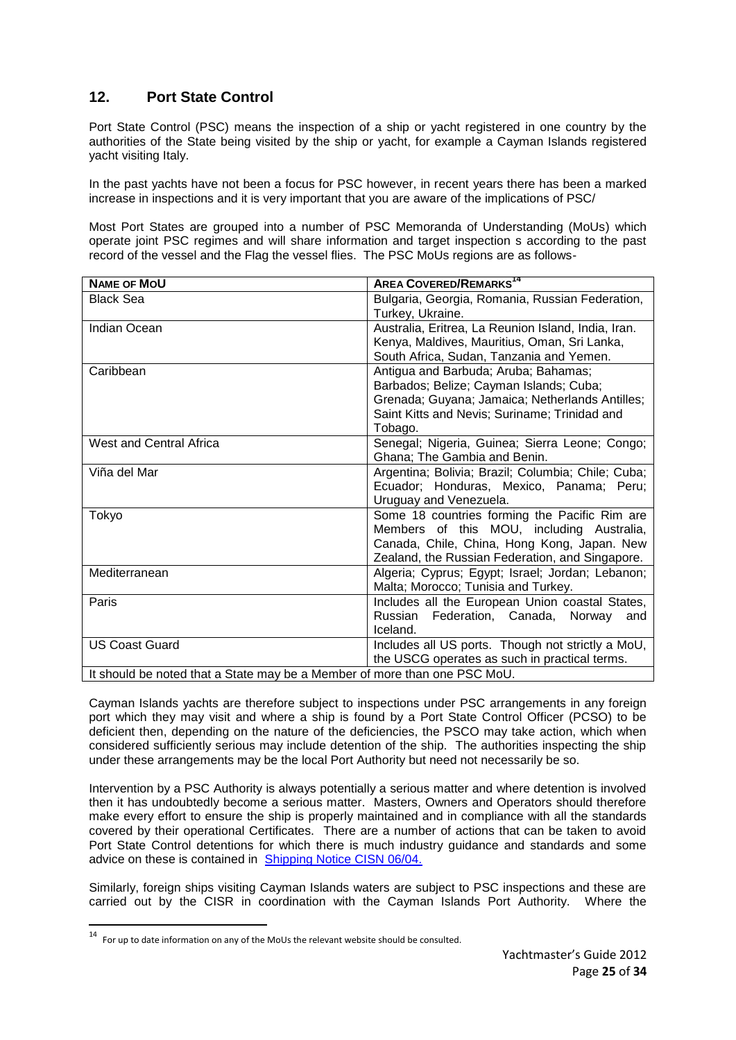## 12. Port State Control

Port State Control (PSC) means the inspection of a ship or yacht registered in one country by the authorities of the State being visited by the ship or yacht, for example a Cayman Islands registered yacht visiting Italy.

In the past yachts have not been a focus for PSC however, in recent years there has been a marked increase in inspections and it is very important that you are aware of the implications of PSC/

Most Port States are grouped into a number of PSC Memoranda of Understanding (MoUs) which operate joint PSC regimes and will share information and target inspection s according to the past record of the vessel and the Flag the vessel flies. The PSC MoUs regions are as follows-

| NAME OF MOU | AREA COVERED/REMARKS[14] |
|---|---|
| Black Sea | Bulgaria, Georgia, Romania, Russian Federation, Turkey, Ukraine. |
| Indian Ocean | Australia, Eritrea, La Reunion Island, India, Iran. Kenya, Maldives, Mauritius, Oman, Sri Lanka, South Africa, Sudan, Tanzania and Yemen. |
| Caribbean | Antigua and Barbuda; Aruba; Bahamas; Barbados; Belize; Cayman Islands; Cuba; Grenada; Guyana; Jamaica; Netherlands Antilles; Saint Kitts and Nevis; Suriname; Trinidad and Tobago. |
| West and Central Africa | Senegal; Nigeria, Guinea; Sierra Leone; Congo; Ghana; The Gambia and Benin. |
| Viña del Mar | Argentina; Bolivia; Brazil; Columbia; Chile; Cuba; Ecuador; Honduras, Mexico, Panama; Peru; Uruguay and Venezuela. |
| Tokyo | Some 18 countries forming the Pacific Rim are Members of this MOU, including Australia, Canada, Chile, China, Hong Kong, Japan. New Zealand, the Russian Federation, and Singapore. |
| Mediterranean | Algeria; Cyprus; Egypt; Israel; Jordan; Lebanon; Malta; Morocco; Tunisia and Turkey. |
| Paris | Includes all the European Union coastal States, Russian Federation, Canada, Norway and Iceland. |
| US Coast Guard | Includes all US ports. Though not strictly a MoU, the USCG operates as such in practical terms. |
| It should be noted that a State may be a Member of more than one PSC MoU. | |

Cayman Islands yachts are therefore subject to inspections under PSC arrangements in any foreign port which they may visit and where a ship is found by a Port State Control Officer (PCSO) to be deficient then, depending on the nature of the deficiencies, the PSCO may take action, which when considered sufficiently serious may include detention of the ship. The authorities inspecting the ship under these arrangements may be the local Port Authority but need not necessarily be so.

Intervention by a PSC Authority is always potentially a serious matter and where detention is involved then it has undoubtedly become a serious matter. Masters, Owners and Operators should therefore make every effort to ensure the ship is properly maintained and in compliance with all the standards covered by their operational Certificates. There are a number of actions that can be taken to avoid Port State Control detentions for which there is much industry guidance and standards and some advice on these is contained in Shipping Notice CISN 06/04.

Similarly, foreign ships visiting Cayman Islands waters are subject to PSC inspections and these are carried out by the CISR in coordination with the Cayman Islands Port Authority. Where the

[14] For up to date information on any of the MoUs the relevant website should be consulted.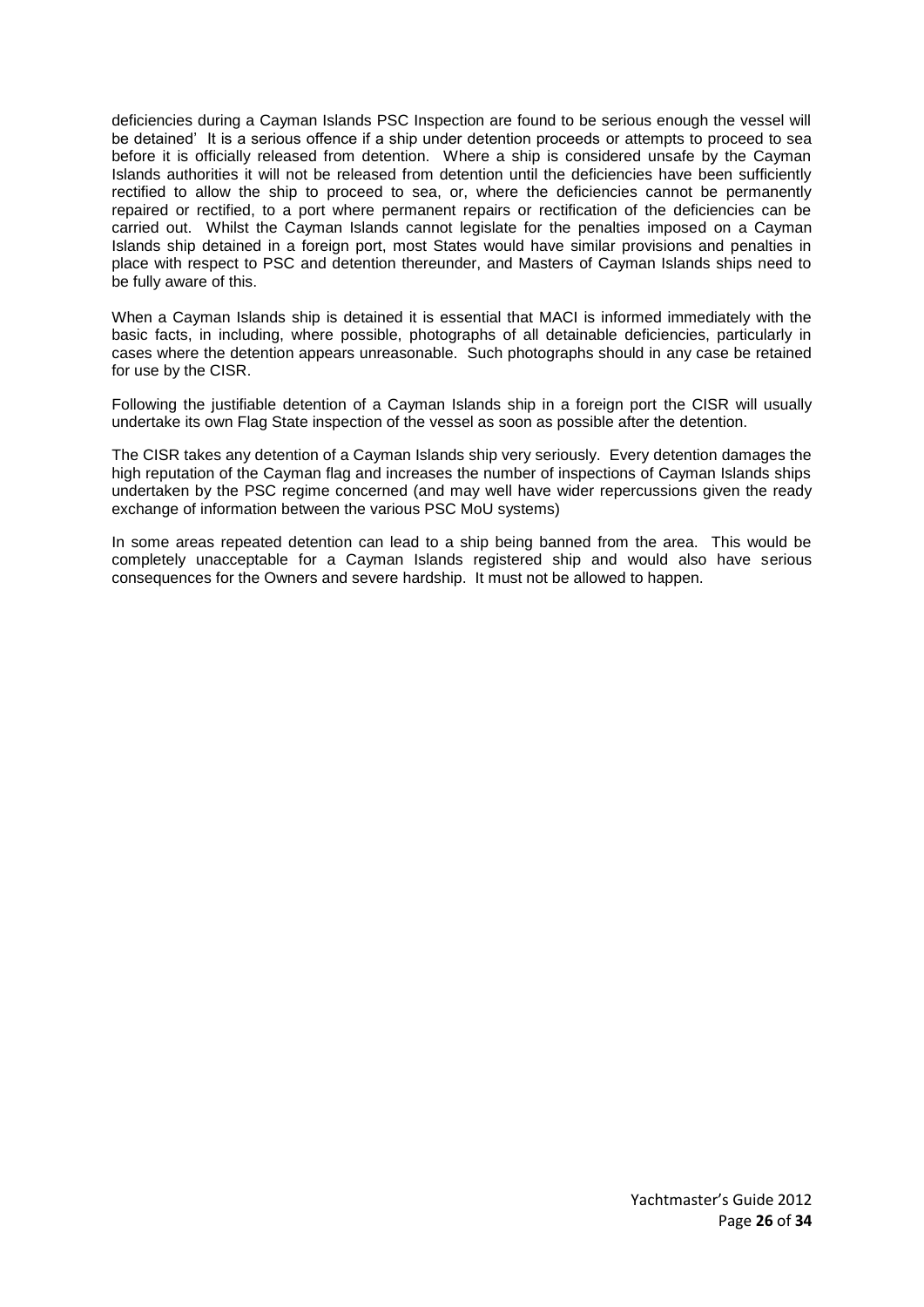deficiencies during a Cayman Islands PSC Inspection are found to be serious enough the vessel will be detained' It is a serious offence if a ship under detention proceeds or attempts to proceed to sea before it is officially released from detention. Where a ship is considered unsafe by the Cayman Islands authorities it will not be released from detention until the deficiencies have been sufficiently rectified to allow the ship to proceed to sea, or, where the deficiencies cannot be permanently repaired or rectified, to a port where permanent repairs or rectification of the deficiencies can be carried out. Whilst the Cayman Islands cannot legislate for the penalties imposed on a Cayman Islands ship detained in a foreign port, most States would have similar provisions and penalties in place with respect to PSC and detention thereunder, and Masters of Cayman Islands ships need to be fully aware of this.

When a Cayman Islands ship is detained it is essential that MACI is informed immediately with the basic facts, in including, where possible, photographs of all detainable deficiencies, particularly in cases where the detention appears unreasonable. Such photographs should in any case be retained for use by the CISR.

Following the justifiable detention of a Cayman Islands ship in a foreign port the CISR will usually undertake its own Flag State inspection of the vessel as soon as possible after the detention.

The CISR takes any detention of a Cayman Islands ship very seriously. Every detention damages the high reputation of the Cayman flag and increases the number of inspections of Cayman Islands ships undertaken by the PSC regime concerned (and may well have wider repercussions given the ready exchange of information between the various PSC MoU systems)

In some areas repeated detention can lead to a ship being banned from the area. This would be completely unacceptable for a Cayman Islands registered ship and would also have serious consequences for the Owners and severe hardship. It must not be allowed to happen.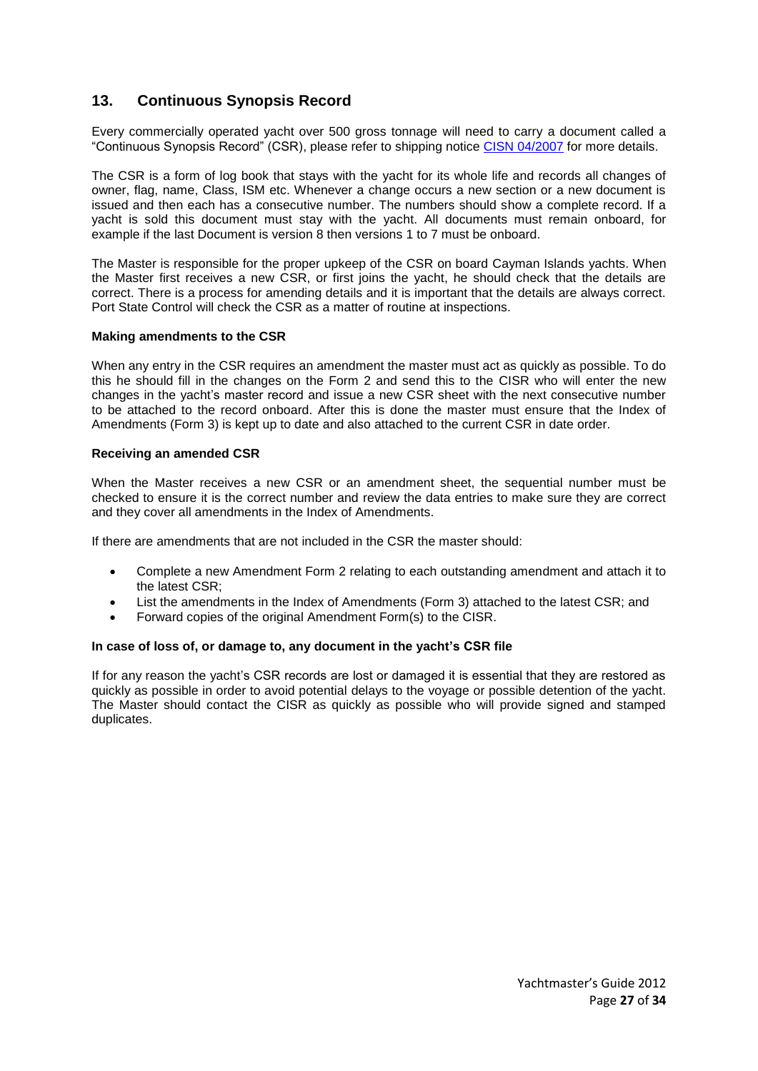## 13. Continuous Synopsis Record

Every commercially operated yacht over 500 gross tonnage will need to carry a document called a "Continuous Synopsis Record" (CSR), please refer to shipping notice CISN 04/2007 for more details.

The CSR is a form of log book that stays with the yacht for its whole life and records all changes of owner, flag, name, Class, ISM etc. Whenever a change occurs a new section or a new document is issued and then each has a consecutive number. The numbers should show a complete record. If a yacht is sold this document must stay with the yacht. All documents must remain onboard, for example if the last Document is version 8 then versions 1 to 7 must be onboard.

The Master is responsible for the proper upkeep of the CSR on board Cayman Islands yachts. When the Master first receives a new CSR, or first joins the yacht, he should check that the details are correct. There is a process for amending details and it is important that the details are always correct. Port State Control will check the CSR as a matter of routine at inspections.

**Making amendments to the CSR**

When any entry in the CSR requires an amendment the master must act as quickly as possible. To do this he should fill in the changes on the Form 2 and send this to the CISR who will enter the new changes in the yacht's master record and issue a new CSR sheet with the next consecutive number to be attached to the record onboard. After this is done the master must ensure that the Index of Amendments (Form 3) is kept up to date and also attached to the current CSR in date order.

**Receiving an amended CSR**

When the Master receives a new CSR or an amendment sheet, the sequential number must be checked to ensure it is the correct number and review the data entries to make sure they are correct and they cover all amendments in the Index of Amendments.

If there are amendments that are not included in the CSR the master should:

- Complete a new Amendment Form 2 relating to each outstanding amendment and attach it to the latest CSR;
- List the amendments in the Index of Amendments (Form 3) attached to the latest CSR; and
- Forward copies of the original Amendment Form(s) to the CISR.

**In case of loss of, or damage to, any document in the yacht's CSR file**

If for any reason the yacht's CSR records are lost or damaged it is essential that they are restored as quickly as possible in order to avoid potential delays to the voyage or possible detention of the yacht. The Master should contact the CISR as quickly as possible who will provide signed and stamped duplicates.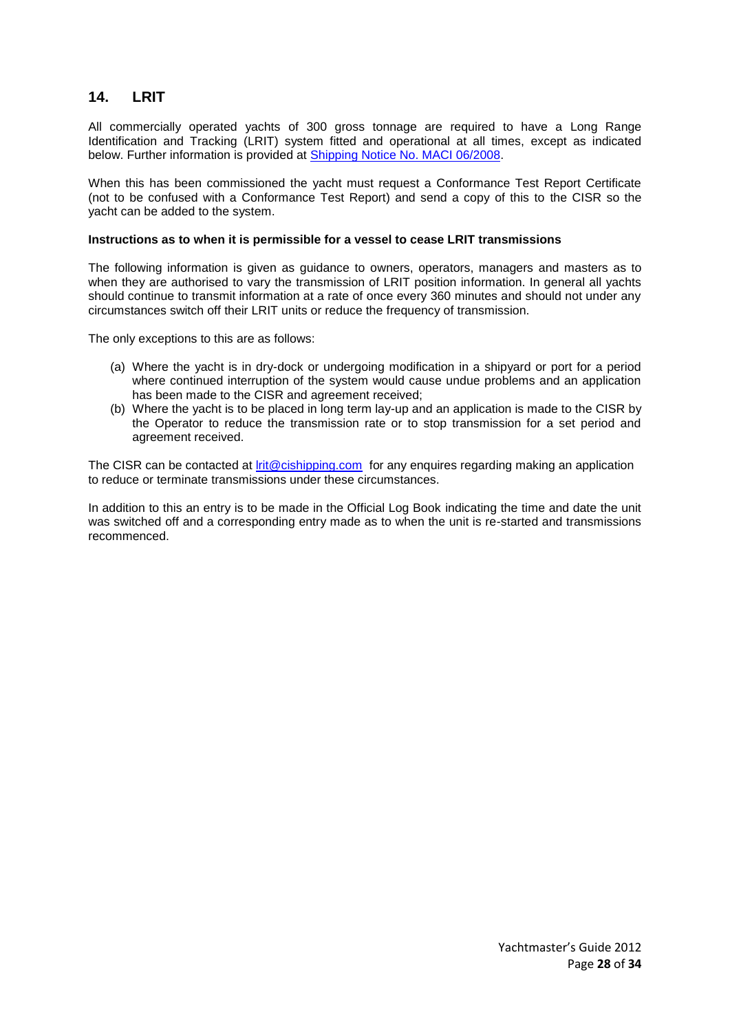## 14. LRIT

All commercially operated yachts of 300 gross tonnage are required to have a Long Range Identification and Tracking (LRIT) system fitted and operational at all times, except as indicated below. Further information is provided at [Shipping Notice No. MACI 06/2008](Shipping Notice No. MACI 06/2008).

When this has been commissioned the yacht must request a Conformance Test Report Certificate (not to be confused with a Conformance Test Report) and send a copy of this to the CISR so the yacht can be added to the system.

**Instructions as to when it is permissible for a vessel to cease LRIT transmissions**

The following information is given as guidance to owners, operators, managers and masters as to when they are authorised to vary the transmission of LRIT position information. In general all yachts should continue to transmit information at a rate of once every 360 minutes and should not under any circumstances switch off their LRIT units or reduce the frequency of transmission.

The only exceptions to this are as follows:

(a) Where the yacht is in dry-dock or undergoing modification in a shipyard or port for a period where continued interruption of the system would cause undue problems and an application has been made to the CISR and agreement received;

(b) Where the yacht is to be placed in long term lay-up and an application is made to the CISR by the Operator to reduce the transmission rate or to stop transmission for a set period and agreement received.

The CISR can be contacted at lrit@cishipping.com for any enquires regarding making an application to reduce or terminate transmissions under these circumstances.

In addition to this an entry is to be made in the Official Log Book indicating the time and date the unit was switched off and a corresponding entry made as to when the unit is re-started and transmissions recommenced.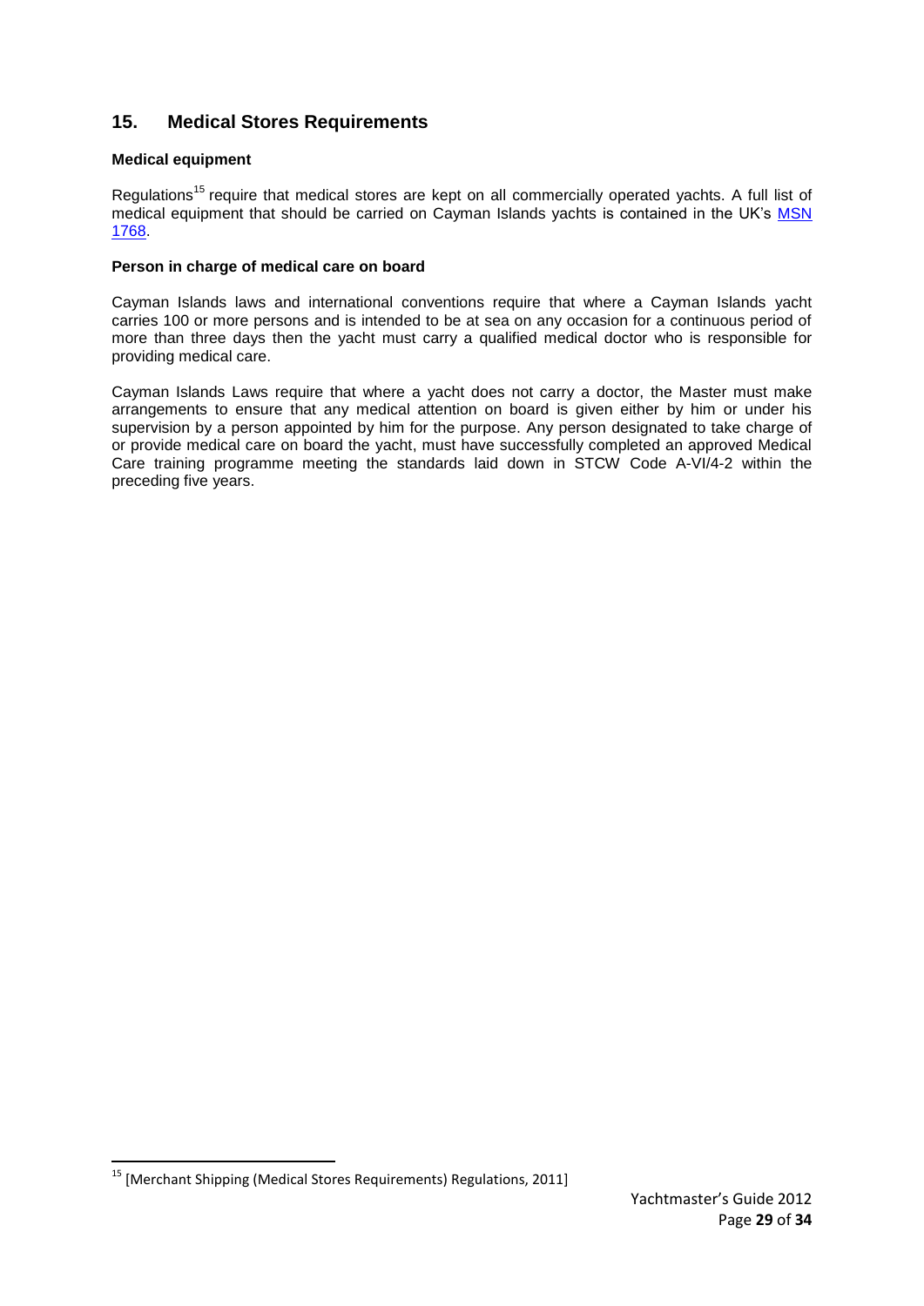## 15. Medical Stores Requirements

### Medical equipment

Regulations[15] require that medical stores are kept on all commercially operated yachts. A full list of medical equipment that should be carried on Cayman Islands yachts is contained in the UK's MSN 1768.

### Person in charge of medical care on board

Cayman Islands laws and international conventions require that where a Cayman Islands yacht carries 100 or more persons and is intended to be at sea on any occasion for a continuous period of more than three days then the yacht must carry a qualified medical doctor who is responsible for providing medical care.

Cayman Islands Laws require that where a yacht does not carry a doctor, the Master must make arrangements to ensure that any medical attention on board is given either by him or under his supervision by a person appointed by him for the purpose. Any person designated to take charge of or provide medical care on board the yacht, must have successfully completed an approved Medical Care training programme meeting the standards laid down in STCW Code A-VI/4-2 within the preceding five years.

---

[15] [Merchant Shipping (Medical Stores Requirements) Regulations, 2011]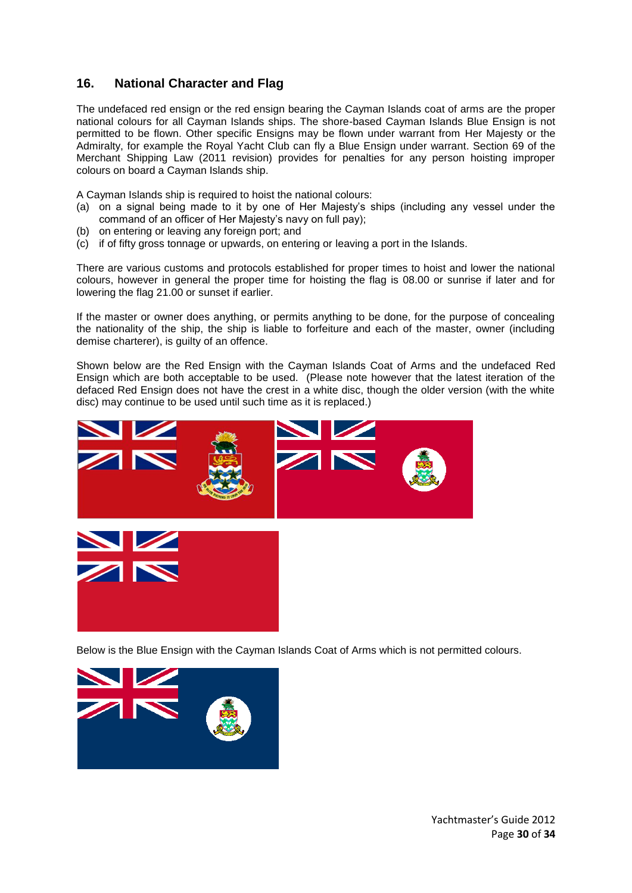## 16. National Character and Flag

The undefaced red ensign or the red ensign bearing the Cayman Islands coat of arms are the proper national colours for all Cayman Islands ships. The shore-based Cayman Islands Blue Ensign is not permitted to be flown. Other specific Ensigns may be flown under warrant from Her Majesty or the Admiralty, for example the Royal Yacht Club can fly a Blue Ensign under warrant. Section 69 of the Merchant Shipping Law (2011 revision) provides for penalties for any person hoisting improper colours on board a Cayman Islands ship.

A Cayman Islands ship is required to hoist the national colours:

(a) on a signal being made to it by one of Her Majesty's ships (including any vessel under the command of an officer of Her Majesty's navy on full pay);
(b) on entering or leaving any foreign port; and
(c) if of fifty gross tonnage or upwards, on entering or leaving a port in the Islands.

There are various customs and protocols established for proper times to hoist and lower the national colours, however in general the proper time for hoisting the flag is 08.00 or sunrise if later and for lowering the flag 21.00 or sunset if earlier.

If the master or owner does anything, or permits anything to be done, for the purpose of concealing the nationality of the ship, the ship is liable to forfeiture and each of the master, owner (including demise charterer), is guilty of an offence.

Shown below are the Red Ensign with the Cayman Islands Coat of Arms and the undefaced Red Ensign which are both acceptable to be used. (Please note however that the latest iteration of the defaced Red Ensign does not have the crest in a white disc, though the older version (with the white disc) may continue to be used until such time as it is replaced.)

Below is the Blue Ensign with the Cayman Islands Coat of Arms which is not permitted colours.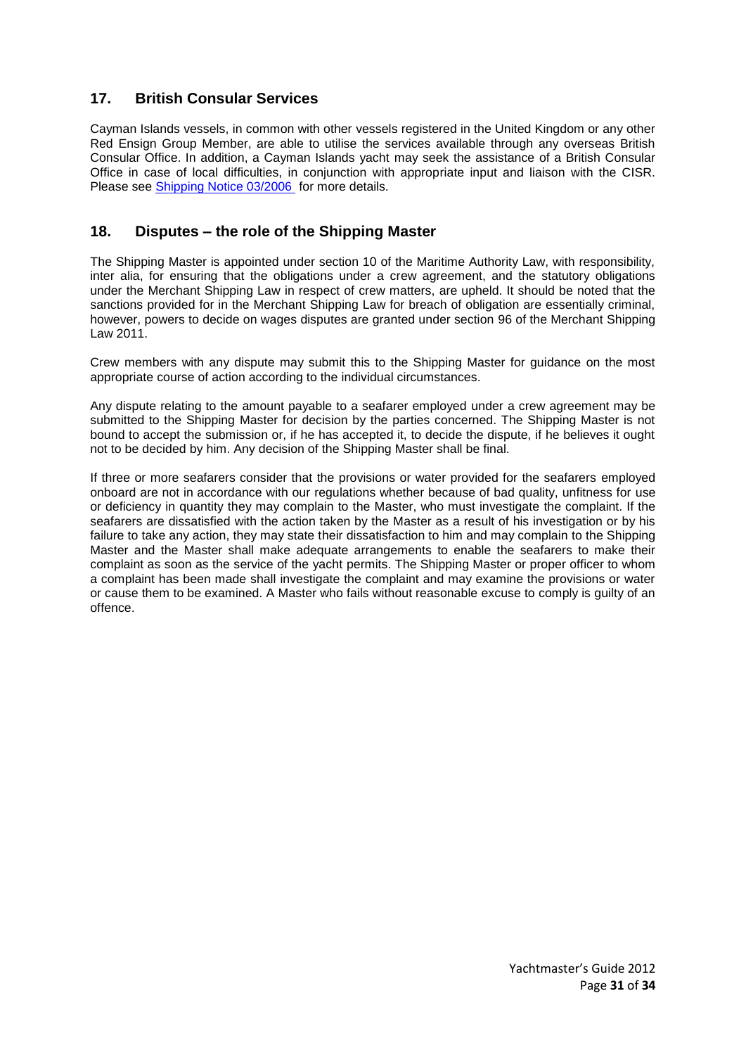## 17. British Consular Services

Cayman Islands vessels, in common with other vessels registered in the United Kingdom or any other Red Ensign Group Member, are able to utilise the services available through any overseas British Consular Office. In addition, a Cayman Islands yacht may seek the assistance of a British Consular Office in case of local difficulties, in conjunction with appropriate input and liaison with the CISR. Please see [Shipping Notice 03/2006](#) for more details.

## 18. Disputes – the role of the Shipping Master

The Shipping Master is appointed under section 10 of the Maritime Authority Law, with responsibility, inter alia, for ensuring that the obligations under a crew agreement, and the statutory obligations under the Merchant Shipping Law in respect of crew matters, are upheld. It should be noted that the sanctions provided for in the Merchant Shipping Law for breach of obligation are essentially criminal, however, powers to decide on wages disputes are granted under section 96 of the Merchant Shipping Law 2011.

Crew members with any dispute may submit this to the Shipping Master for guidance on the most appropriate course of action according to the individual circumstances.

Any dispute relating to the amount payable to a seafarer employed under a crew agreement may be submitted to the Shipping Master for decision by the parties concerned. The Shipping Master is not bound to accept the submission or, if he has accepted it, to decide the dispute, if he believes it ought not to be decided by him. Any decision of the Shipping Master shall be final.

If three or more seafarers consider that the provisions or water provided for the seafarers employed onboard are not in accordance with our regulations whether because of bad quality, unfitness for use or deficiency in quantity they may complain to the Master, who must investigate the complaint. If the seafarers are dissatisfied with the action taken by the Master as a result of his investigation or by his failure to take any action, they may state their dissatisfaction to him and may complain to the Shipping Master and the Master shall make adequate arrangements to enable the seafarers to make their complaint as soon as the service of the yacht permits. The Shipping Master or proper officer to whom a complaint has been made shall investigate the complaint and may examine the provisions or water or cause them to be examined. A Master who fails without reasonable excuse to comply is guilty of an offence.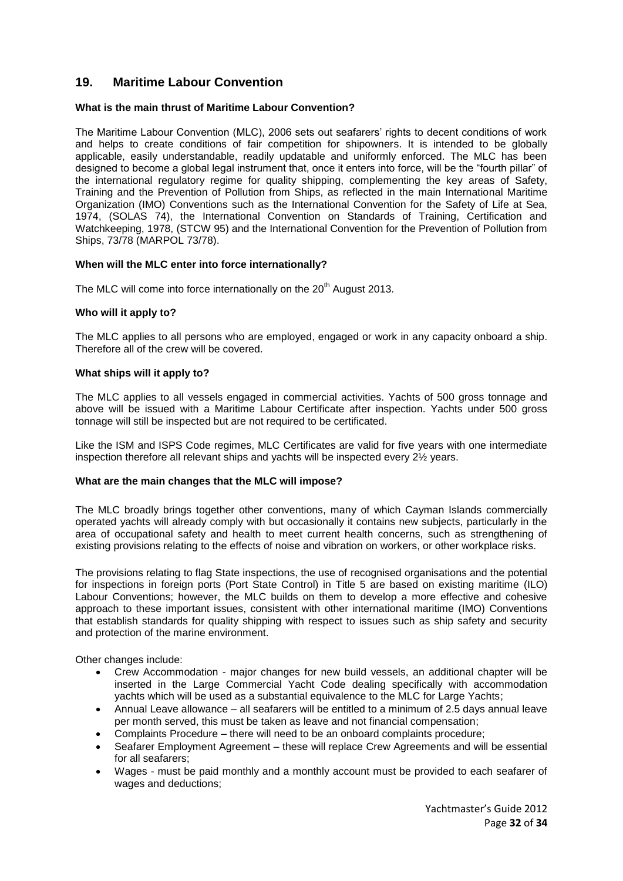## 19. Maritime Labour Convention

**What is the main thrust of Maritime Labour Convention?**

The Maritime Labour Convention (MLC), 2006 sets out seafarers' rights to decent conditions of work and helps to create conditions of fair competition for shipowners. It is intended to be globally applicable, easily understandable, readily updatable and uniformly enforced. The MLC has been designed to become a global legal instrument that, once it enters into force, will be the "fourth pillar" of the international regulatory regime for quality shipping, complementing the key areas of Safety, Training and the Prevention of Pollution from Ships, as reflected in the main International Maritime Organization (IMO) Conventions such as the International Convention for the Safety of Life at Sea, 1974, (SOLAS 74), the International Convention on Standards of Training, Certification and Watchkeeping, 1978, (STCW 95) and the International Convention for the Prevention of Pollution from Ships, 73/78 (MARPOL 73/78).

**When will the MLC enter into force internationally?**

The MLC will come into force internationally on the 20th August 2013.

**Who will it apply to?**

The MLC applies to all persons who are employed, engaged or work in any capacity onboard a ship. Therefore all of the crew will be covered.

**What ships will it apply to?**

The MLC applies to all vessels engaged in commercial activities. Yachts of 500 gross tonnage and above will be issued with a Maritime Labour Certificate after inspection. Yachts under 500 gross tonnage will still be inspected but are not required to be certificated.

Like the ISM and ISPS Code regimes, MLC Certificates are valid for five years with one intermediate inspection therefore all relevant ships and yachts will be inspected every 2½ years.

**What are the main changes that the MLC will impose?**

The MLC broadly brings together other conventions, many of which Cayman Islands commercially operated yachts will already comply with but occasionally it contains new subjects, particularly in the area of occupational safety and health to meet current health concerns, such as strengthening of existing provisions relating to the effects of noise and vibration on workers, or other workplace risks.

The provisions relating to flag State inspections, the use of recognised organisations and the potential for inspections in foreign ports (Port State Control) in Title 5 are based on existing maritime (ILO) Labour Conventions; however, the MLC builds on them to develop a more effective and cohesive approach to these important issues, consistent with other international maritime (IMO) Conventions that establish standards for quality shipping with respect to issues such as ship safety and security and protection of the marine environment.

Other changes include:

- Crew Accommodation - major changes for new build vessels, an additional chapter will be inserted in the Large Commercial Yacht Code dealing specifically with accommodation yachts which will be used as a substantial equivalence to the MLC for Large Yachts;
- Annual Leave allowance – all seafarers will be entitled to a minimum of 2.5 days annual leave per month served, this must be taken as leave and not financial compensation;
- Complaints Procedure – there will need to be an onboard complaints procedure;
- Seafarer Employment Agreement – these will replace Crew Agreements and will be essential for all seafarers;
- Wages - must be paid monthly and a monthly account must be provided to each seafarer of wages and deductions;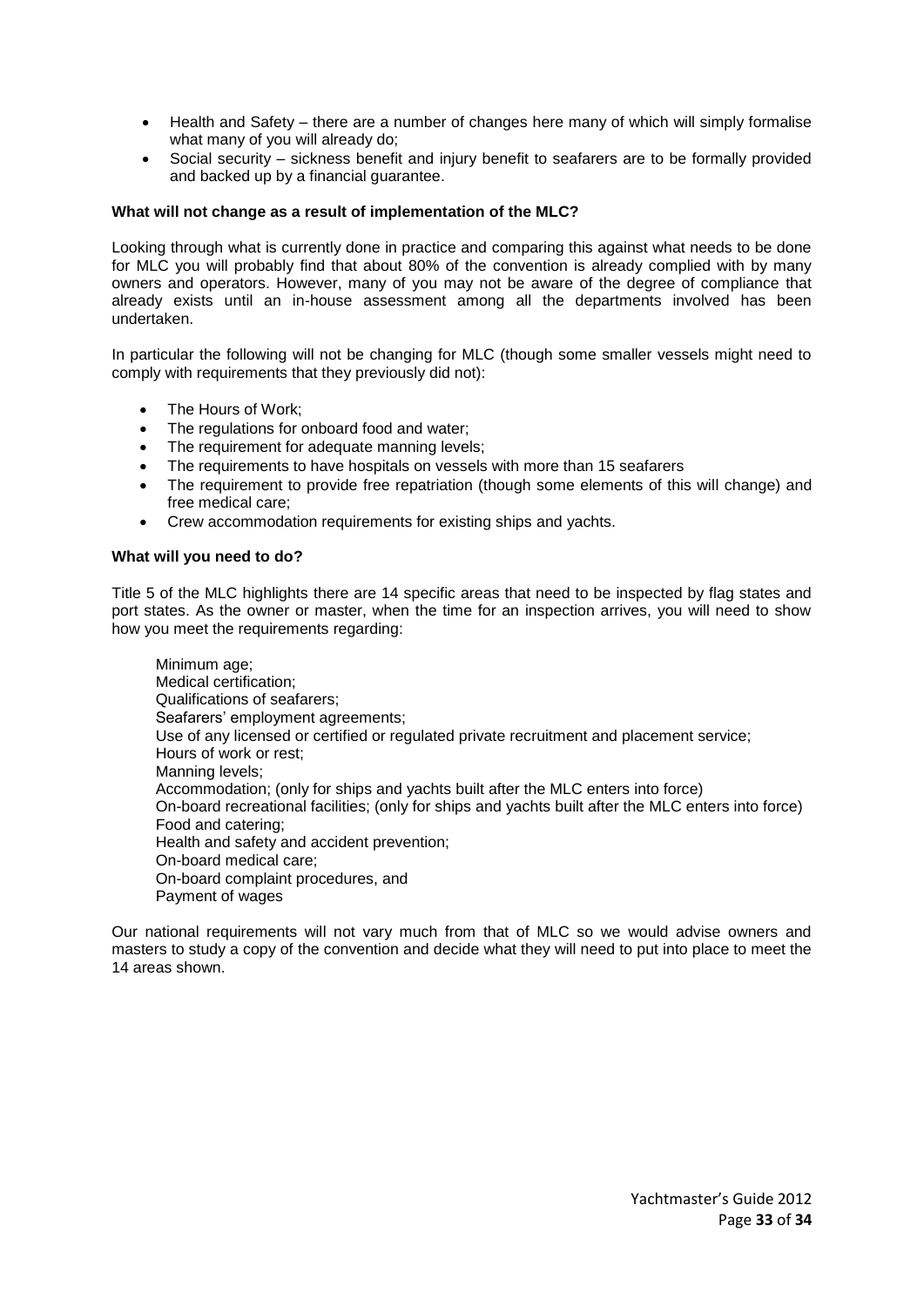- Health and Safety – there are a number of changes here many of which will simply formalise what many of you will already do;
- Social security – sickness benefit and injury benefit to seafarers are to be formally provided and backed up by a financial guarantee.

**What will not change as a result of implementation of the MLC?**

Looking through what is currently done in practice and comparing this against what needs to be done for MLC you will probably find that about 80% of the convention is already complied with by many owners and operators. However, many of you may not be aware of the degree of compliance that already exists until an in-house assessment among all the departments involved has been undertaken.

In particular the following will not be changing for MLC (though some smaller vessels might need to comply with requirements that they previously did not):

- The Hours of Work;
- The regulations for onboard food and water;
- The requirement for adequate manning levels;
- The requirements to have hospitals on vessels with more than 15 seafarers
- The requirement to provide free repatriation (though some elements of this will change) and free medical care;
- Crew accommodation requirements for existing ships and yachts.

**What will you need to do?**

Title 5 of the MLC highlights there are 14 specific areas that need to be inspected by flag states and port states. As the owner or master, when the time for an inspection arrives, you will need to show how you meet the requirements regarding:

Minimum age;
Medical certification;
Qualifications of seafarers;
Seafarers' employment agreements;
Use of any licensed or certified or regulated private recruitment and placement service;
Hours of work or rest;
Manning levels;
Accommodation; (only for ships and yachts built after the MLC enters into force)
On-board recreational facilities; (only for ships and yachts built after the MLC enters into force)
Food and catering;
Health and safety and accident prevention;
On-board medical care;
On-board complaint procedures, and
Payment of wages

Our national requirements will not vary much from that of MLC so we would advise owners and masters to study a copy of the convention and decide what they will need to put into place to meet the 14 areas shown.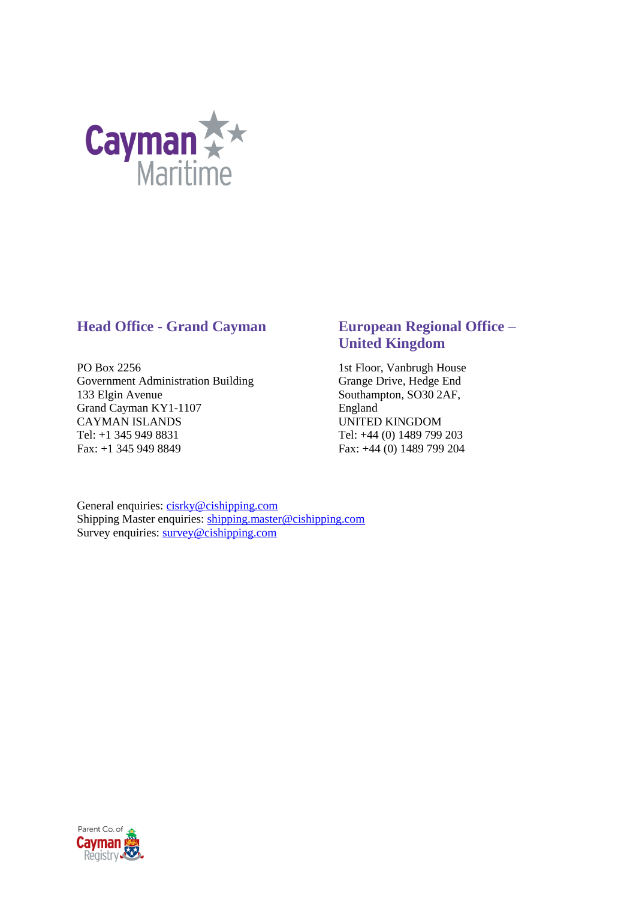## Head Office - Grand Cayman

PO Box 2256
Government Administration Building
133 Elgin Avenue
Grand Cayman KY1-1107
CAYMAN ISLANDS
Tel: +1 345 949 8831
Fax: +1 345 949 8849

## European Regional Office – United Kingdom

1st Floor, Vanbrugh House
Grange Drive, Hedge End
Southampton, SO30 2AF,
England
UNITED KINGDOM
Tel: +44 (0) 1489 799 203
Fax: +44 (0) 1489 799 204

General enquiries: cisrky@cishipping.com
Shipping Master enquiries: shipping.master@cishipping.com
Survey enquiries: survey@cishipping.com